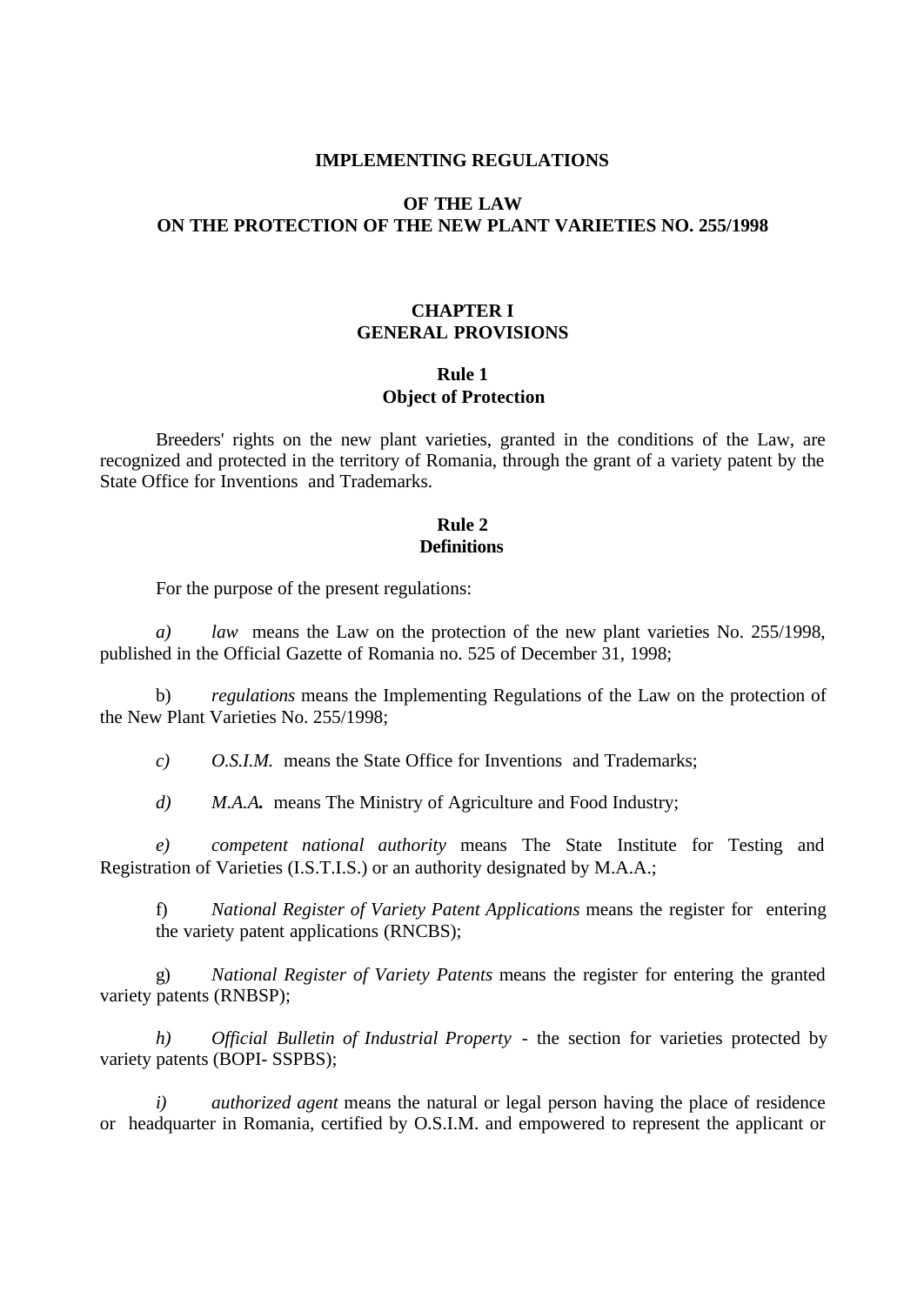# IMPLEMENTING REGULATIONS

## OF THE LAW
## ON THE PROTECTION OF THE NEW PLANT VARIETIES NO. 255/1998

## CHAPTER I
## GENERAL PROVISIONS

### Rule 1
### Object of Protection

Breeders' rights on the new plant varieties, granted in the conditions of the Law, are recognized and protected in the territory of Romania, through the grant of a variety patent by the State Office for Inventions and Trademarks.

### Rule 2
### Definitions

For the purpose of the present regulations:

*a)* *law* means the Law on the protection of the new plant varieties No. 255/1998, published in the Official Gazette of Romania no. 525 of December 31, 1998;

b) *regulations* means the Implementing Regulations of the Law on the protection of the New Plant Varieties No. 255/1998;

*c)* *O.S.I.M.* means the State Office for Inventions and Trademarks;

*d)* ***M.A.A.*** means The Ministry of Agriculture and Food Industry;

*e)* *competent national authority* means The State Institute for Testing and Registration of Varieties (I.S.T.I.S.) or an authority designated by M.A.A.;

f) *National Register of Variety Patent Applications* means the register for entering the variety patent applications (RNCBS);

g) *National Register of Variety Patents* means the register for entering the granted variety patents (RNBSP);

*h)* *Official Bulletin of Industrial Property* - the section for varieties protected by variety patents (BOPI- SSPBS);

*i)* *authorized agent* means the natural or legal person having the place of residence or headquarter in Romania, certified by O.S.I.M. and empowered to represent the applicant or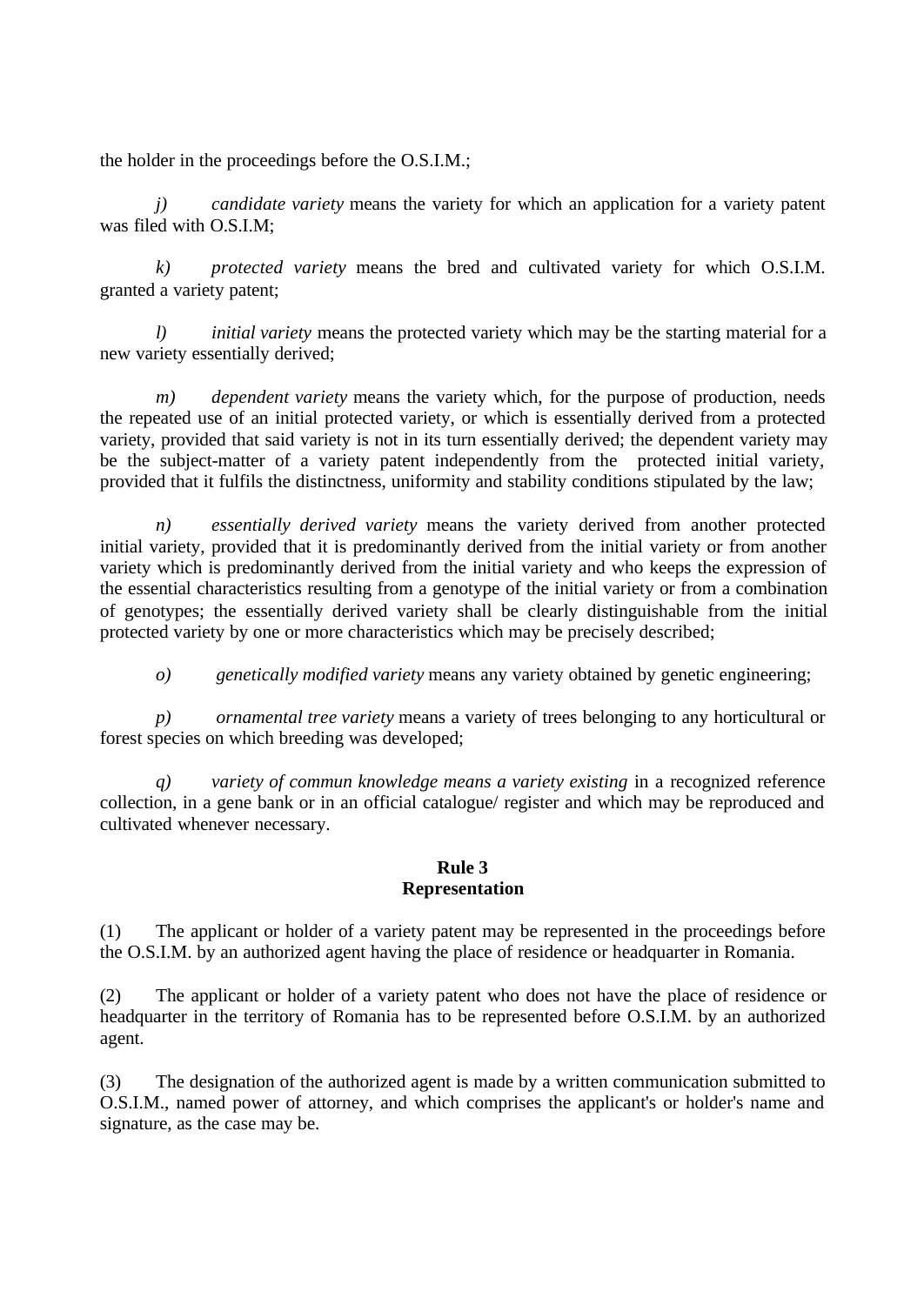the holder in the proceedings before the O.S.I.M.;

*j)* *candidate variety* means the variety for which an application for a variety patent was filed with O.S.I.M;

*k)* *protected variety* means the bred and cultivated variety for which O.S.I.M. granted a variety patent;

*l)* *initial variety* means the protected variety which may be the starting material for a new variety essentially derived;

*m)* *dependent variety* means the variety which, for the purpose of production, needs the repeated use of an initial protected variety, or which is essentially derived from a protected variety, provided that said variety is not in its turn essentially derived; the dependent variety may be the subject-matter of a variety patent independently from the protected initial variety, provided that it fulfils the distinctness, uniformity and stability conditions stipulated by the law;

*n)* *essentially derived variety* means the variety derived from another protected initial variety, provided that it is predominantly derived from the initial variety or from another variety which is predominantly derived from the initial variety and who keeps the expression of the essential characteristics resulting from a genotype of the initial variety or from a combination of genotypes; the essentially derived variety shall be clearly distinguishable from the initial protected variety by one or more characteristics which may be precisely described;

*o)* *genetically modified variety* means any variety obtained by genetic engineering;

*p)* *ornamental tree variety* means a variety of trees belonging to any horticultural or forest species on which breeding was developed;

*q)* *variety of commun knowledge means a variety existing* in a recognized reference collection, in a gene bank or in an official catalogue/ register and which may be reproduced and cultivated whenever necessary.

**Rule 3**
**Representation**

(1) The applicant or holder of a variety patent may be represented in the proceedings before the O.S.I.M. by an authorized agent having the place of residence or headquarter in Romania.

(2) The applicant or holder of a variety patent who does not have the place of residence or headquarter in the territory of Romania has to be represented before O.S.I.M. by an authorized agent.

(3) The designation of the authorized agent is made by a written communication submitted to O.S.I.M., named power of attorney, and which comprises the applicant's or holder's name and signature, as the case may be.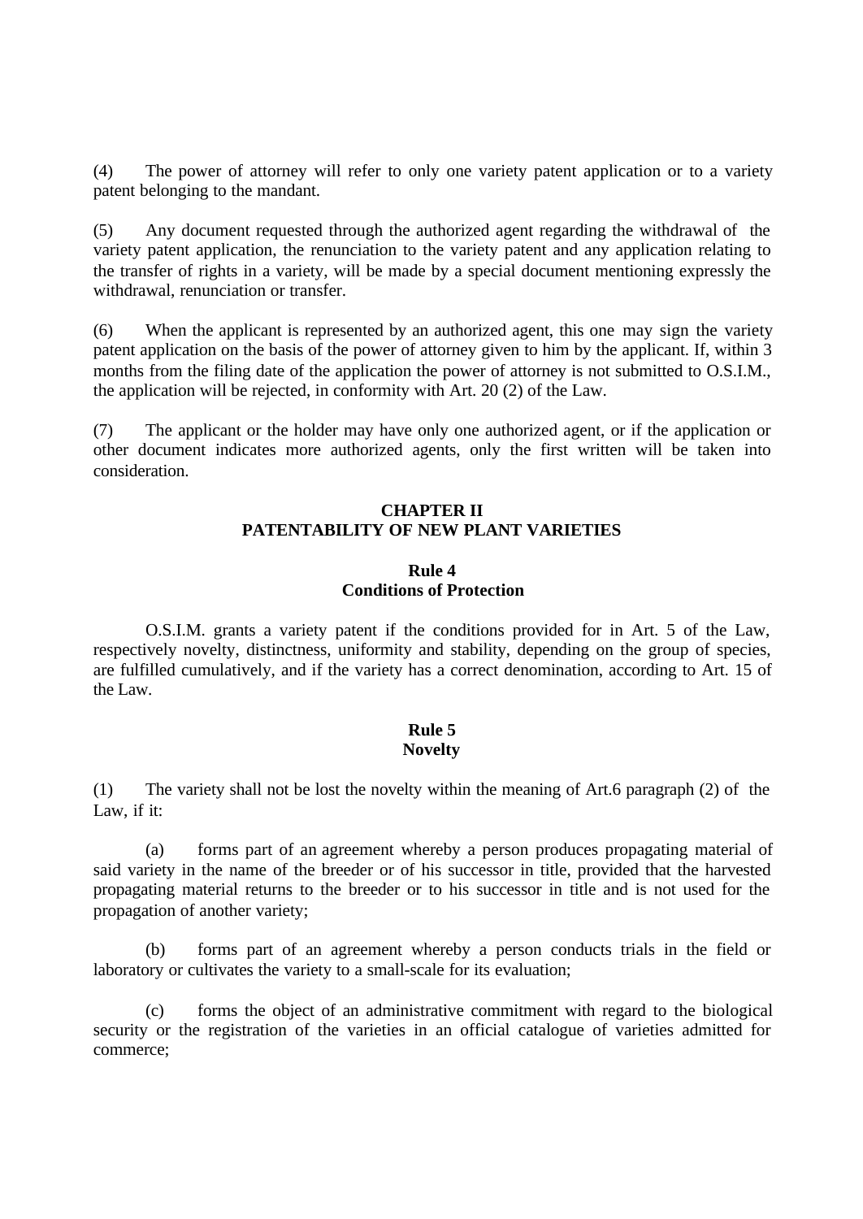(4) The power of attorney will refer to only one variety patent application or to a variety patent belonging to the mandant.

(5) Any document requested through the authorized agent regarding the withdrawal of the variety patent application, the renunciation to the variety patent and any application relating to the transfer of rights in a variety, will be made by a special document mentioning expressly the withdrawal, renunciation or transfer.

(6) When the applicant is represented by an authorized agent, this one may sign the variety patent application on the basis of the power of attorney given to him by the applicant. If, within 3 months from the filing date of the application the power of attorney is not submitted to O.S.I.M., the application will be rejected, in conformity with Art. 20 (2) of the Law.

(7) The applicant or the holder may have only one authorized agent, or if the application or other document indicates more authorized agents, only the first written will be taken into consideration.

## CHAPTER II
## PATENTABILITY OF NEW PLANT VARIETIES

### Rule 4
### Conditions of Protection

O.S.I.M. grants a variety patent if the conditions provided for in Art. 5 of the Law, respectively novelty, distinctness, uniformity and stability, depending on the group of species, are fulfilled cumulatively, and if the variety has a correct denomination, according to Art. 15 of the Law.

### Rule 5
### Novelty

(1) The variety shall not be lost the novelty within the meaning of Art.6 paragraph (2) of the Law, if it:

(a) forms part of an agreement whereby a person produces propagating material of said variety in the name of the breeder or of his successor in title, provided that the harvested propagating material returns to the breeder or to his successor in title and is not used for the propagation of another variety;

(b) forms part of an agreement whereby a person conducts trials in the field or laboratory or cultivates the variety to a small-scale for its evaluation;

(c) forms the object of an administrative commitment with regard to the biological security or the registration of the varieties in an official catalogue of varieties admitted for commerce;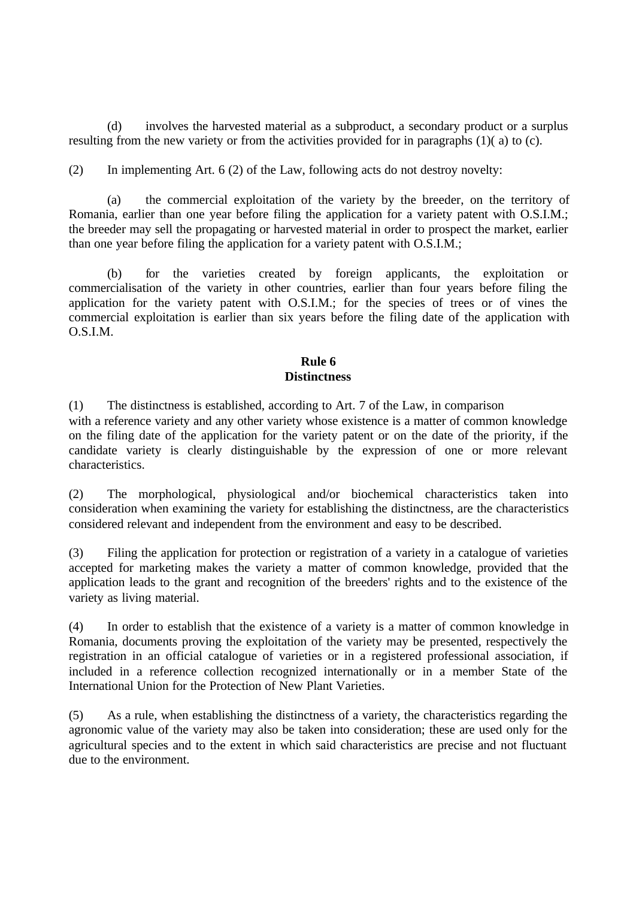(d) involves the harvested material as a subproduct, a secondary product or a surplus resulting from the new variety or from the activities provided for in paragraphs (1)( a) to (c).

(2) In implementing Art. 6 (2) of the Law, following acts do not destroy novelty:

(a) the commercial exploitation of the variety by the breeder, on the territory of Romania, earlier than one year before filing the application for a variety patent with O.S.I.M.; the breeder may sell the propagating or harvested material in order to prospect the market, earlier than one year before filing the application for a variety patent with O.S.I.M.;

(b) for the varieties created by foreign applicants, the exploitation or commercialisation of the variety in other countries, earlier than four years before filing the application for the variety patent with O.S.I.M.; for the species of trees or of vines the commercial exploitation is earlier than six years before the filing date of the application with O.S.I.M.

**Rule 6**
**Distinctness**

(1) The distinctness is established, according to Art. 7 of the Law, in comparison with a reference variety and any other variety whose existence is a matter of common knowledge on the filing date of the application for the variety patent or on the date of the priority, if the candidate variety is clearly distinguishable by the expression of one or more relevant characteristics.

(2) The morphological, physiological and/or biochemical characteristics taken into consideration when examining the variety for establishing the distinctness, are the characteristics considered relevant and independent from the environment and easy to be described.

(3) Filing the application for protection or registration of a variety in a catalogue of varieties accepted for marketing makes the variety a matter of common knowledge, provided that the application leads to the grant and recognition of the breeders' rights and to the existence of the variety as living material.

(4) In order to establish that the existence of a variety is a matter of common knowledge in Romania, documents proving the exploitation of the variety may be presented, respectively the registration in an official catalogue of varieties or in a registered professional association, if included in a reference collection recognized internationally or in a member State of the International Union for the Protection of New Plant Varieties.

(5) As a rule, when establishing the distinctness of a variety, the characteristics regarding the agronomic value of the variety may also be taken into consideration; these are used only for the agricultural species and to the extent in which said characteristics are precise and not fluctuant due to the environment.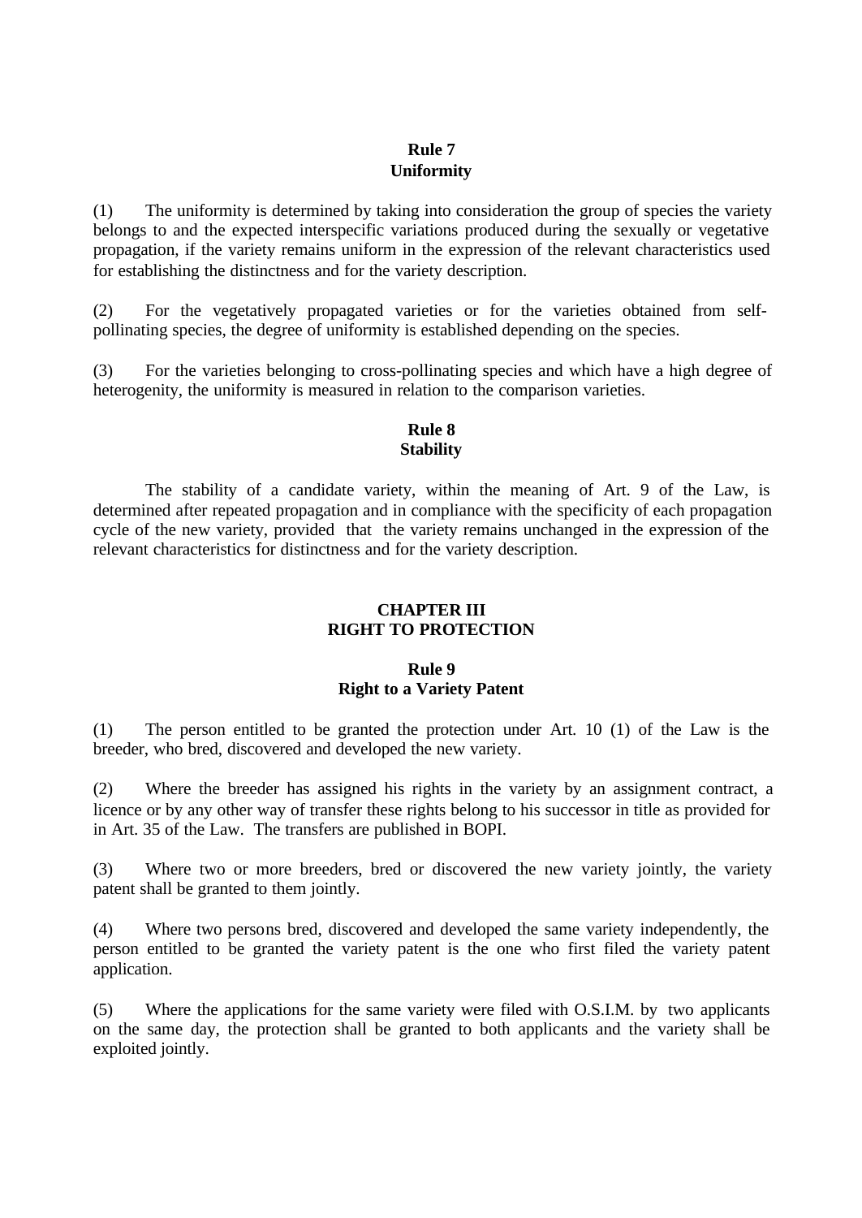### Rule 7
### Uniformity

(1) The uniformity is determined by taking into consideration the group of species the variety belongs to and the expected interspecific variations produced during the sexually or vegetative propagation, if the variety remains uniform in the expression of the relevant characteristics used for establishing the distinctness and for the variety description.

(2) For the vegetatively propagated varieties or for the varieties obtained from self-pollinating species, the degree of uniformity is established depending on the species.

(3) For the varieties belonging to cross-pollinating species and which have a high degree of heterogenity, the uniformity is measured in relation to the comparison varieties.

### Rule 8
### Stability

The stability of a candidate variety, within the meaning of Art. 9 of the Law, is determined after repeated propagation and in compliance with the specificity of each propagation cycle of the new variety, provided that the variety remains unchanged in the expression of the relevant characteristics for distinctness and for the variety description.

## CHAPTER III
## RIGHT TO PROTECTION

### Rule 9
### Right to a Variety Patent

(1) The person entitled to be granted the protection under Art. 10 (1) of the Law is the breeder, who bred, discovered and developed the new variety.

(2) Where the breeder has assigned his rights in the variety by an assignment contract, a licence or by any other way of transfer these rights belong to his successor in title as provided for in Art. 35 of the Law. The transfers are published in BOPI.

(3) Where two or more breeders, bred or discovered the new variety jointly, the variety patent shall be granted to them jointly.

(4) Where two persons bred, discovered and developed the same variety independently, the person entitled to be granted the variety patent is the one who first filed the variety patent application.

(5) Where the applications for the same variety were filed with O.S.I.M. by two applicants on the same day, the protection shall be granted to both applicants and the variety shall be exploited jointly.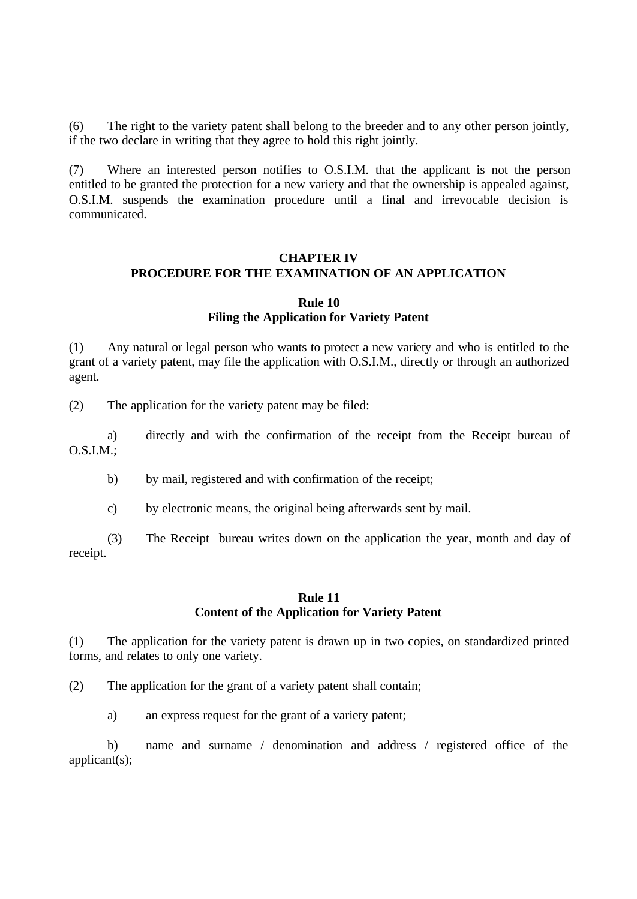(6) The right to the variety patent shall belong to the breeder and to any other person jointly, if the two declare in writing that they agree to hold this right jointly.

(7) Where an interested person notifies to O.S.I.M. that the applicant is not the person entitled to be granted the protection for a new variety and that the ownership is appealed against, O.S.I.M. suspends the examination procedure until a final and irrevocable decision is communicated.

## CHAPTER IV
## PROCEDURE FOR THE EXAMINATION OF AN APPLICATION

### Rule 10
### Filing the Application for Variety Patent

(1) Any natural or legal person who wants to protect a new variety and who is entitled to the grant of a variety patent, may file the application with O.S.I.M., directly or through an authorized agent.

(2) The application for the variety patent may be filed:

a) directly and with the confirmation of the receipt from the Receipt bureau of O.S.I.M.;

b) by mail, registered and with confirmation of the receipt;

c) by electronic means, the original being afterwards sent by mail.

(3) The Receipt bureau writes down on the application the year, month and day of receipt.

### Rule 11
### Content of the Application for Variety Patent

(1) The application for the variety patent is drawn up in two copies, on standardized printed forms, and relates to only one variety.

(2) The application for the grant of a variety patent shall contain;

a) an express request for the grant of a variety patent;

b) name and surname / denomination and address / registered office of the applicant(s);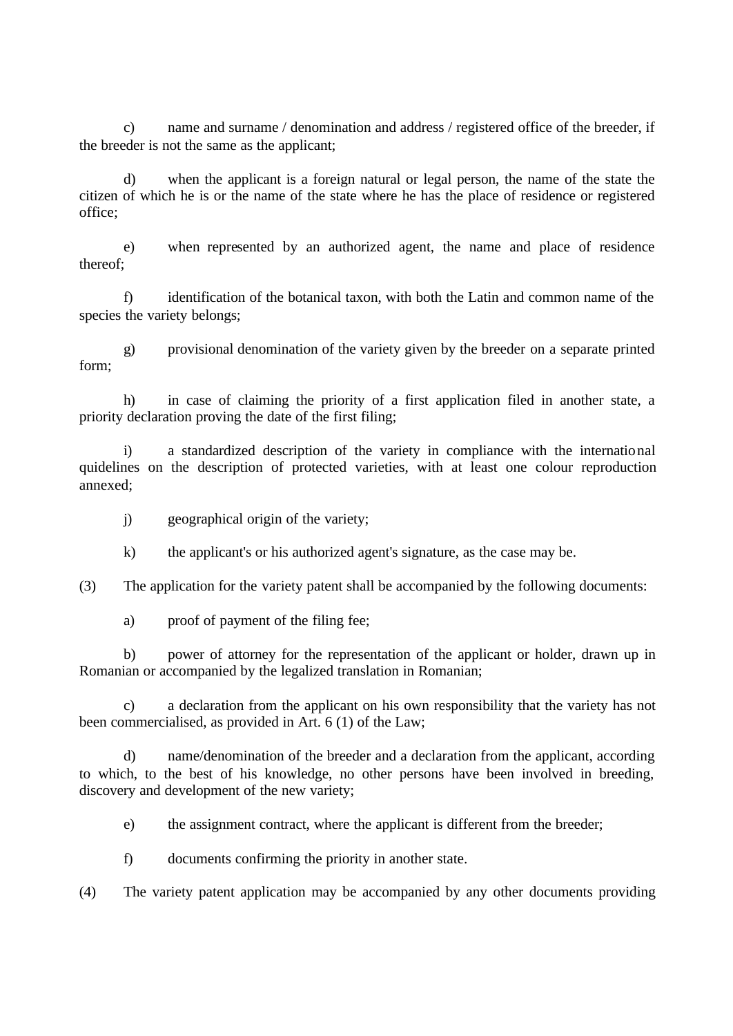c) name and surname / denomination and address / registered office of the breeder, if the breeder is not the same as the applicant;

d) when the applicant is a foreign natural or legal person, the name of the state the citizen of which he is or the name of the state where he has the place of residence or registered office;

e) when represented by an authorized agent, the name and place of residence thereof;

f) identification of the botanical taxon, with both the Latin and common name of the species the variety belongs;

g) provisional denomination of the variety given by the breeder on a separate printed form;

h) in case of claiming the priority of a first application filed in another state, a priority declaration proving the date of the first filing;

i) a standardized description of the variety in compliance with the international quidelines on the description of protected varieties, with at least one colour reproduction annexed;

j) geographical origin of the variety;

k) the applicant's or his authorized agent's signature, as the case may be.

(3) The application for the variety patent shall be accompanied by the following documents:

a) proof of payment of the filing fee;

b) power of attorney for the representation of the applicant or holder, drawn up in Romanian or accompanied by the legalized translation in Romanian;

c) a declaration from the applicant on his own responsibility that the variety has not been commercialised, as provided in Art. 6 (1) of the Law;

d) name/denomination of the breeder and a declaration from the applicant, according to which, to the best of his knowledge, no other persons have been involved in breeding, discovery and development of the new variety;

e) the assignment contract, where the applicant is different from the breeder;

f) documents confirming the priority in another state.

(4) The variety patent application may be accompanied by any other documents providing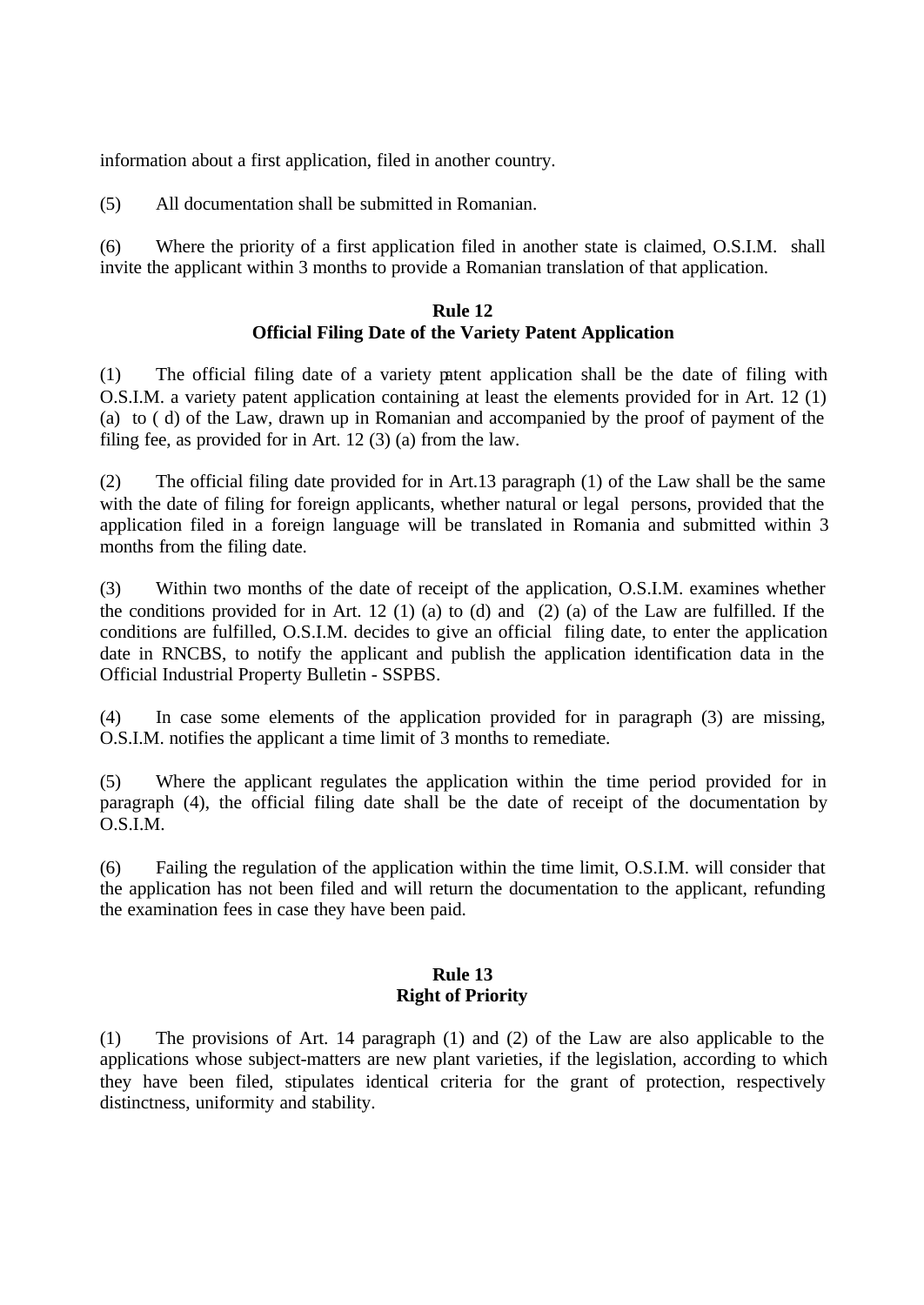information about a first application, filed in another country.

(5) All documentation shall be submitted in Romanian.

(6) Where the priority of a first application filed in another state is claimed, O.S.I.M. shall invite the applicant within 3 months to provide a Romanian translation of that application.

**Rule 12**
**Official Filing Date of the Variety Patent Application**

(1) The official filing date of a variety patent application shall be the date of filing with O.S.I.M. a variety patent application containing at least the elements provided for in Art. 12 (1) (a) to ( d) of the Law, drawn up in Romanian and accompanied by the proof of payment of the filing fee, as provided for in Art. 12 (3) (a) from the law.

(2) The official filing date provided for in Art.13 paragraph (1) of the Law shall be the same with the date of filing for foreign applicants, whether natural or legal persons, provided that the application filed in a foreign language will be translated in Romania and submitted within 3 months from the filing date.

(3) Within two months of the date of receipt of the application, O.S.I.M. examines whether the conditions provided for in Art. 12 (1) (a) to (d) and (2) (a) of the Law are fulfilled. If the conditions are fulfilled, O.S.I.M. decides to give an official filing date, to enter the application date in RNCBS, to notify the applicant and publish the application identification data in the Official Industrial Property Bulletin - SSPBS.

(4) In case some elements of the application provided for in paragraph (3) are missing, O.S.I.M. notifies the applicant a time limit of 3 months to remediate.

(5) Where the applicant regulates the application within the time period provided for in paragraph (4), the official filing date shall be the date of receipt of the documentation by O.S.I.M.

(6) Failing the regulation of the application within the time limit, O.S.I.M. will consider that the application has not been filed and will return the documentation to the applicant, refunding the examination fees in case they have been paid.

**Rule 13**
**Right of Priority**

(1) The provisions of Art. 14 paragraph (1) and (2) of the Law are also applicable to the applications whose subject-matters are new plant varieties, if the legislation, according to which they have been filed, stipulates identical criteria for the grant of protection, respectively distinctness, uniformity and stability.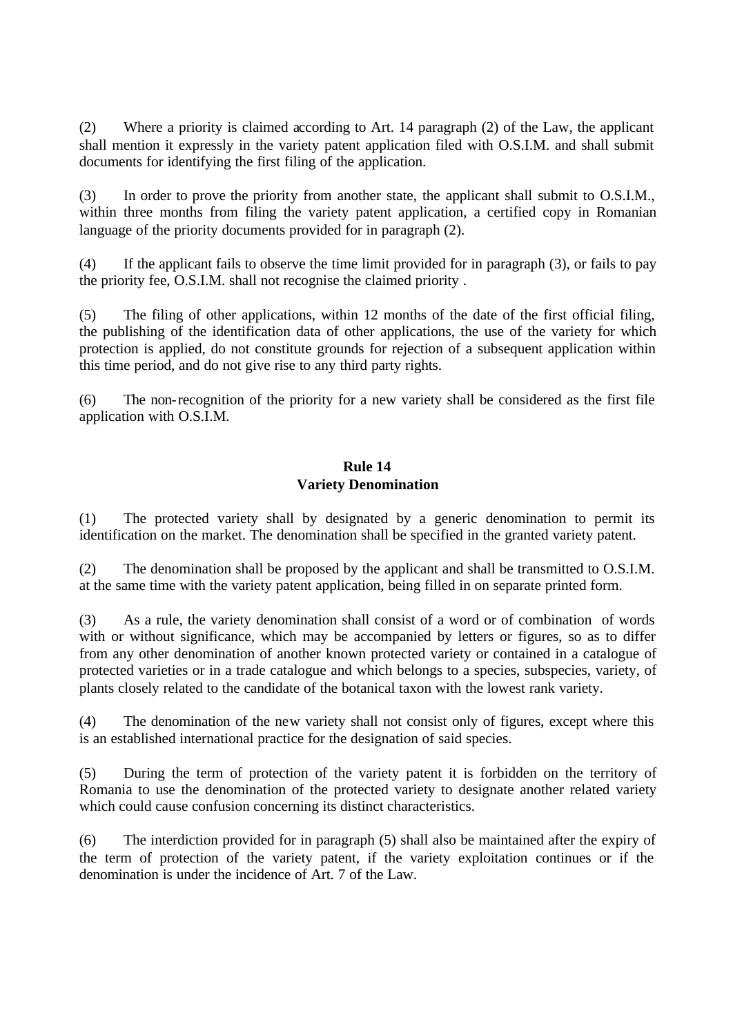(2) Where a priority is claimed according to Art. 14 paragraph (2) of the Law, the applicant shall mention it expressly in the variety patent application filed with O.S.I.M. and shall submit documents for identifying the first filing of the application.

(3) In order to prove the priority from another state, the applicant shall submit to O.S.I.M., within three months from filing the variety patent application, a certified copy in Romanian language of the priority documents provided for in paragraph (2).

(4) If the applicant fails to observe the time limit provided for in paragraph (3), or fails to pay the priority fee, O.S.I.M. shall not recognise the claimed priority .

(5) The filing of other applications, within 12 months of the date of the first official filing, the publishing of the identification data of other applications, the use of the variety for which protection is applied, do not constitute grounds for rejection of a subsequent application within this time period, and do not give rise to any third party rights.

(6) The non-recognition of the priority for a new variety shall be considered as the first file application with O.S.I.M.

**Rule 14**
**Variety Denomination**

(1) The protected variety shall by designated by a generic denomination to permit its identification on the market. The denomination shall be specified in the granted variety patent.

(2) The denomination shall be proposed by the applicant and shall be transmitted to O.S.I.M. at the same time with the variety patent application, being filled in on separate printed form.

(3) As a rule, the variety denomination shall consist of a word or of combination of words with or without significance, which may be accompanied by letters or figures, so as to differ from any other denomination of another known protected variety or contained in a catalogue of protected varieties or in a trade catalogue and which belongs to a species, subspecies, variety, of plants closely related to the candidate of the botanical taxon with the lowest rank variety.

(4) The denomination of the new variety shall not consist only of figures, except where this is an established international practice for the designation of said species.

(5) During the term of protection of the variety patent it is forbidden on the territory of Romania to use the denomination of the protected variety to designate another related variety which could cause confusion concerning its distinct characteristics.

(6) The interdiction provided for in paragraph (5) shall also be maintained after the expiry of the term of protection of the variety patent, if the variety exploitation continues or if the denomination is under the incidence of Art. 7 of the Law.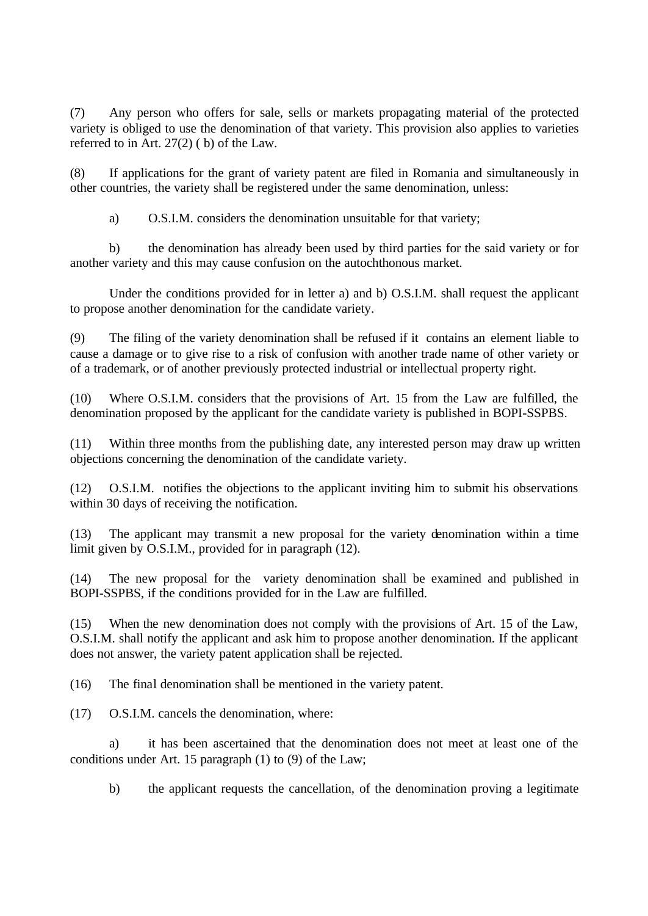(7) Any person who offers for sale, sells or markets propagating material of the protected variety is obliged to use the denomination of that variety. This provision also applies to varieties referred to in Art. 27(2) ( b) of the Law.

(8) If applications for the grant of variety patent are filed in Romania and simultaneously in other countries, the variety shall be registered under the same denomination, unless:

a) O.S.I.M. considers the denomination unsuitable for that variety;

b) the denomination has already been used by third parties for the said variety or for another variety and this may cause confusion on the autochthonous market.

Under the conditions provided for in letter a) and b) O.S.I.M. shall request the applicant to propose another denomination for the candidate variety.

(9) The filing of the variety denomination shall be refused if it contains an element liable to cause a damage or to give rise to a risk of confusion with another trade name of other variety or of a trademark, or of another previously protected industrial or intellectual property right.

(10) Where O.S.I.M. considers that the provisions of Art. 15 from the Law are fulfilled, the denomination proposed by the applicant for the candidate variety is published in BOPI-SSPBS.

(11) Within three months from the publishing date, any interested person may draw up written objections concerning the denomination of the candidate variety.

(12) O.S.I.M. notifies the objections to the applicant inviting him to submit his observations within 30 days of receiving the notification.

(13) The applicant may transmit a new proposal for the variety denomination within a time limit given by O.S.I.M., provided for in paragraph (12).

(14) The new proposal for the variety denomination shall be examined and published in BOPI-SSPBS, if the conditions provided for in the Law are fulfilled.

(15) When the new denomination does not comply with the provisions of Art. 15 of the Law, O.S.I.M. shall notify the applicant and ask him to propose another denomination. If the applicant does not answer, the variety patent application shall be rejected.

(16) The final denomination shall be mentioned in the variety patent.

(17) O.S.I.M. cancels the denomination, where:

a) it has been ascertained that the denomination does not meet at least one of the conditions under Art. 15 paragraph (1) to (9) of the Law;

b) the applicant requests the cancellation, of the denomination proving a legitimate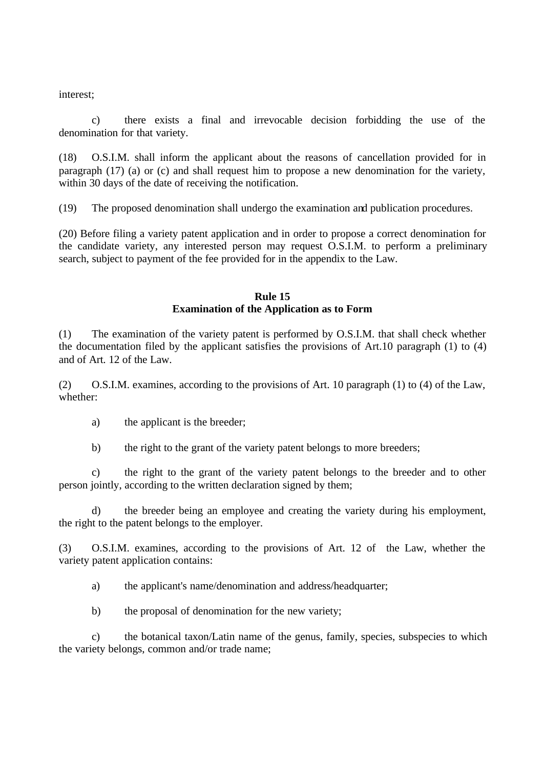interest;

c) there exists a final and irrevocable decision forbidding the use of the denomination for that variety.

(18) O.S.I.M. shall inform the applicant about the reasons of cancellation provided for in paragraph (17) (a) or (c) and shall request him to propose a new denomination for the variety, within 30 days of the date of receiving the notification.

(19) The proposed denomination shall undergo the examination and publication procedures.

(20) Before filing a variety patent application and in order to propose a correct denomination for the candidate variety, any interested person may request O.S.I.M. to perform a preliminary search, subject to payment of the fee provided for in the appendix to the Law.

### Rule 15
### Examination of the Application as to Form

(1) The examination of the variety patent is performed by O.S.I.M. that shall check whether the documentation filed by the applicant satisfies the provisions of Art.10 paragraph (1) to (4) and of Art. 12 of the Law.

(2) O.S.I.M. examines, according to the provisions of Art. 10 paragraph (1) to (4) of the Law, whether:

a) the applicant is the breeder;

b) the right to the grant of the variety patent belongs to more breeders;

c) the right to the grant of the variety patent belongs to the breeder and to other person jointly, according to the written declaration signed by them;

d) the breeder being an employee and creating the variety during his employment, the right to the patent belongs to the employer.

(3) O.S.I.M. examines, according to the provisions of Art. 12 of the Law, whether the variety patent application contains:

a) the applicant's name/denomination and address/headquarter;

b) the proposal of denomination for the new variety;

c) the botanical taxon/Latin name of the genus, family, species, subspecies to which the variety belongs, common and/or trade name;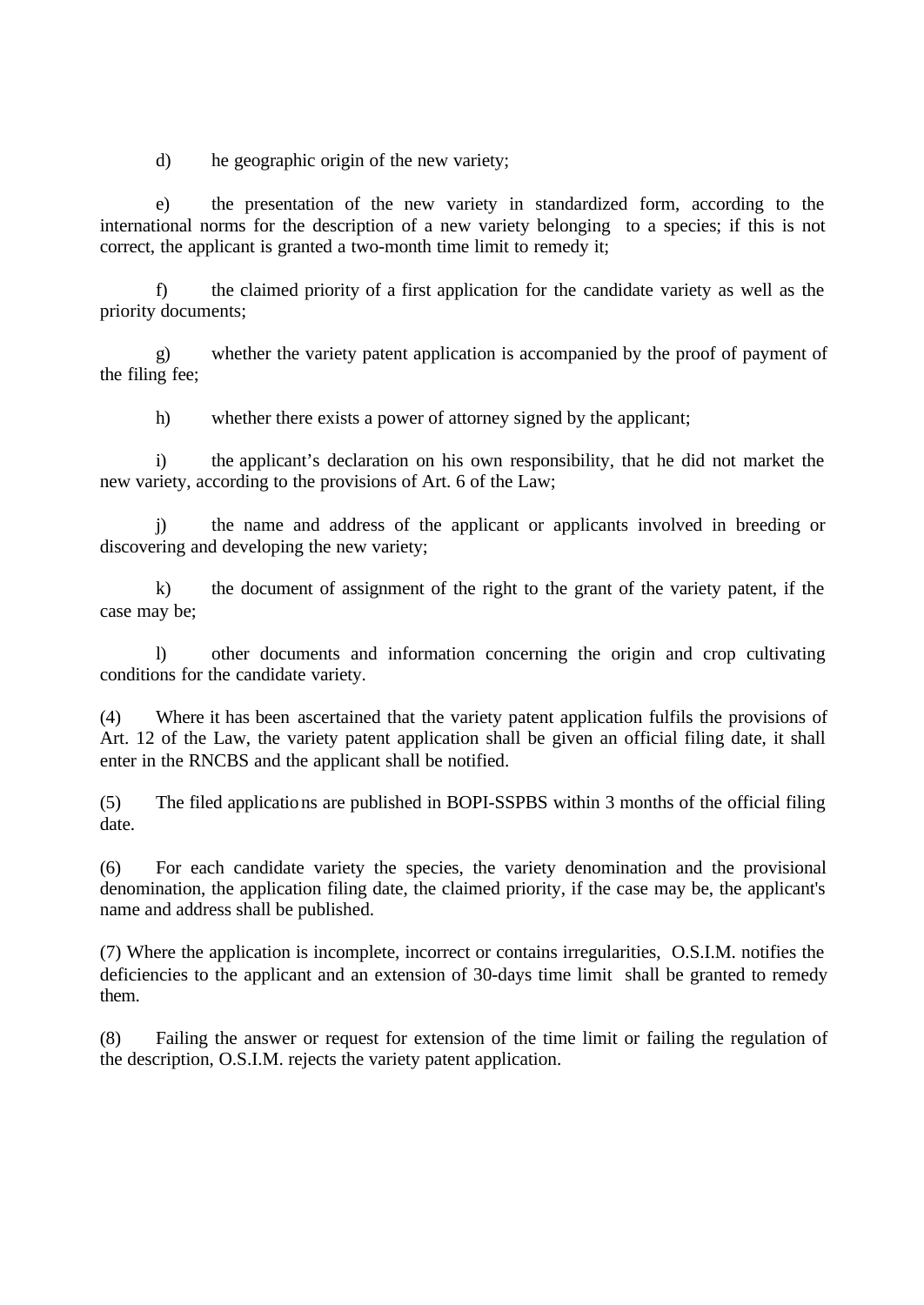d) he geographic origin of the new variety;

e) the presentation of the new variety in standardized form, according to the international norms for the description of a new variety belonging to a species; if this is not correct, the applicant is granted a two-month time limit to remedy it;

f) the claimed priority of a first application for the candidate variety as well as the priority documents;

g) whether the variety patent application is accompanied by the proof of payment of the filing fee;

h) whether there exists a power of attorney signed by the applicant;

i) the applicant's declaration on his own responsibility, that he did not market the new variety, according to the provisions of Art. 6 of the Law;

j) the name and address of the applicant or applicants involved in breeding or discovering and developing the new variety;

k) the document of assignment of the right to the grant of the variety patent, if the case may be;

l) other documents and information concerning the origin and crop cultivating conditions for the candidate variety.

(4) Where it has been ascertained that the variety patent application fulfils the provisions of Art. 12 of the Law, the variety patent application shall be given an official filing date, it shall enter in the RNCBS and the applicant shall be notified.

(5) The filed applications are published in BOPI-SSPBS within 3 months of the official filing date.

(6) For each candidate variety the species, the variety denomination and the provisional denomination, the application filing date, the claimed priority, if the case may be, the applicant's name and address shall be published.

(7) Where the application is incomplete, incorrect or contains irregularities, O.S.I.M. notifies the deficiencies to the applicant and an extension of 30-days time limit shall be granted to remedy them.

(8) Failing the answer or request for extension of the time limit or failing the regulation of the description, O.S.I.M. rejects the variety patent application.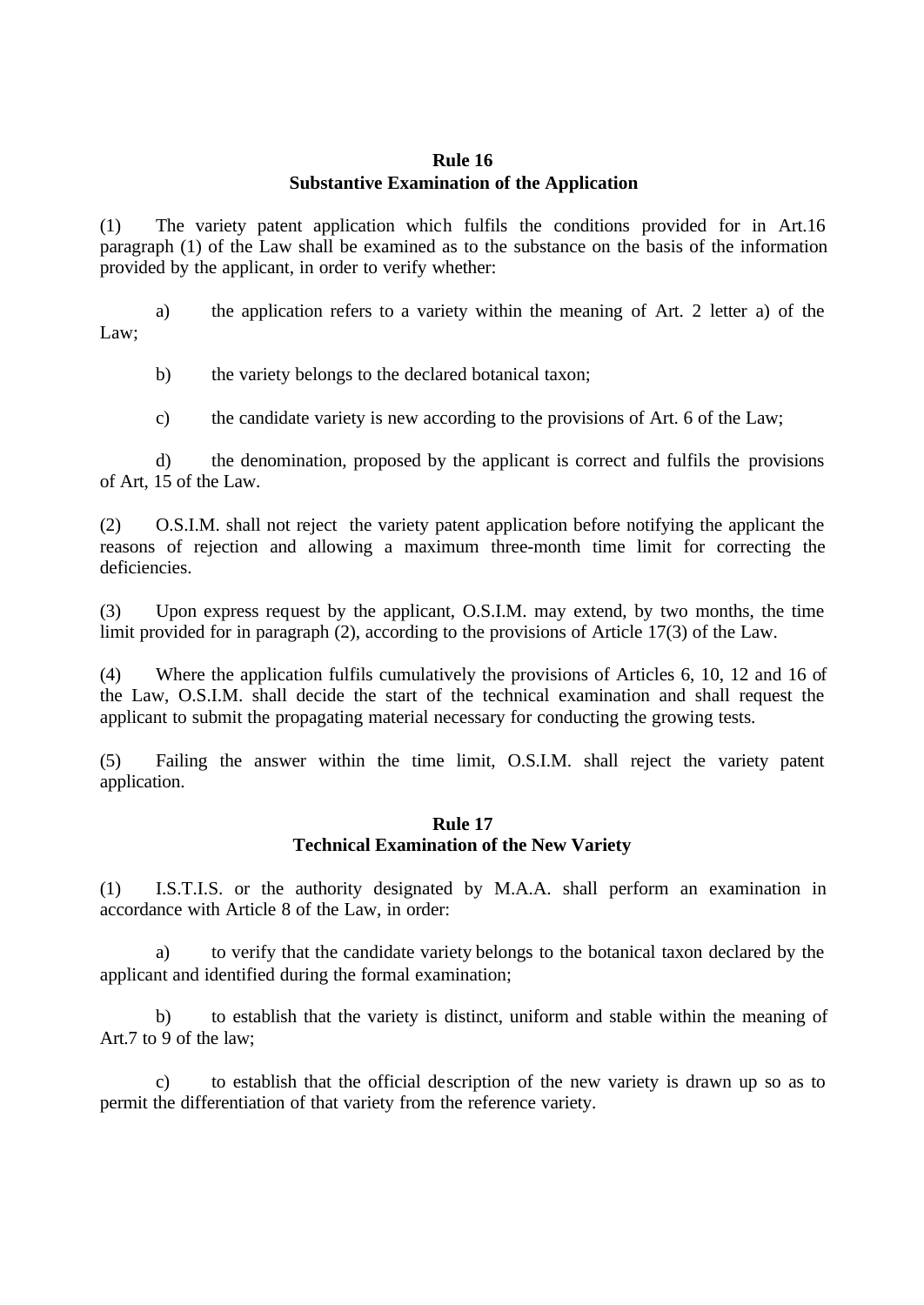**Rule 16**
**Substantive Examination of the Application**

(1) The variety patent application which fulfils the conditions provided for in Art.16 paragraph (1) of the Law shall be examined as to the substance on the basis of the information provided by the applicant, in order to verify whether:

a) the application refers to a variety within the meaning of Art. 2 letter a) of the Law;

b) the variety belongs to the declared botanical taxon;

c) the candidate variety is new according to the provisions of Art. 6 of the Law;

d) the denomination, proposed by the applicant is correct and fulfils the provisions of Art, 15 of the Law.

(2) O.S.I.M. shall not reject the variety patent application before notifying the applicant the reasons of rejection and allowing a maximum three-month time limit for correcting the deficiencies.

(3) Upon express request by the applicant, O.S.I.M. may extend, by two months, the time limit provided for in paragraph (2), according to the provisions of Article 17(3) of the Law.

(4) Where the application fulfils cumulatively the provisions of Articles 6, 10, 12 and 16 of the Law, O.S.I.M. shall decide the start of the technical examination and shall request the applicant to submit the propagating material necessary for conducting the growing tests.

(5) Failing the answer within the time limit, O.S.I.M. shall reject the variety patent application.

**Rule 17**
**Technical Examination of the New Variety**

(1) I.S.T.I.S. or the authority designated by M.A.A. shall perform an examination in accordance with Article 8 of the Law, in order:

a) to verify that the candidate variety belongs to the botanical taxon declared by the applicant and identified during the formal examination;

b) to establish that the variety is distinct, uniform and stable within the meaning of Art.7 to 9 of the law;

c) to establish that the official description of the new variety is drawn up so as to permit the differentiation of that variety from the reference variety.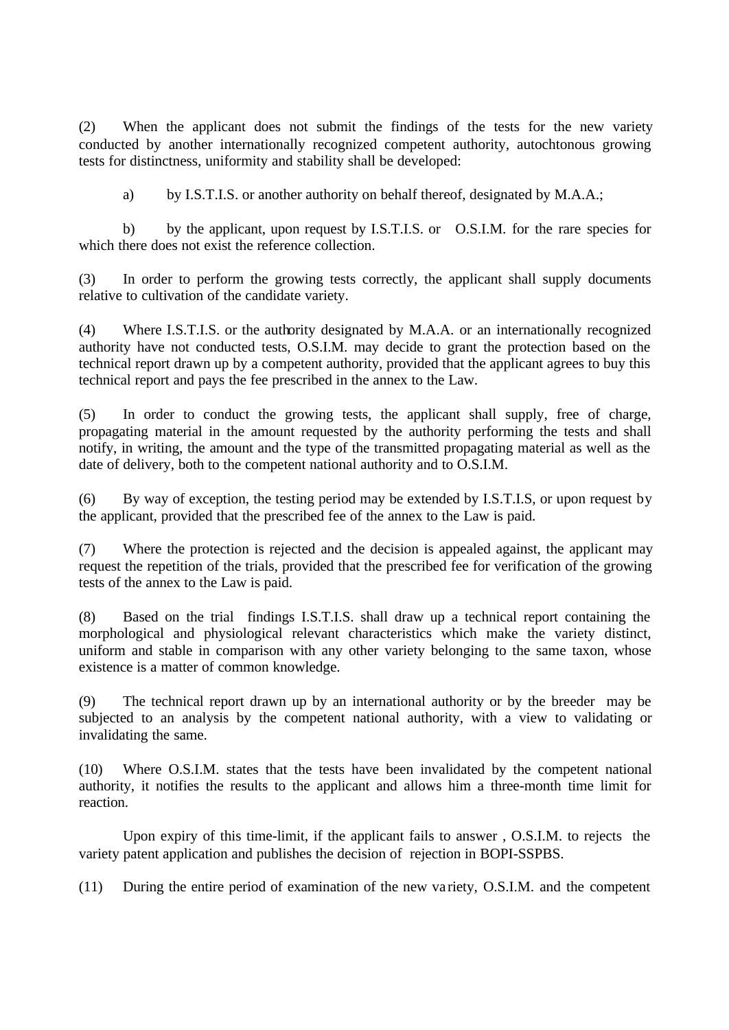(2) When the applicant does not submit the findings of the tests for the new variety conducted by another internationally recognized competent authority, autochtonous growing tests for distinctness, uniformity and stability shall be developed:

a) by I.S.T.I.S. or another authority on behalf thereof, designated by M.A.A.;

b) by the applicant, upon request by I.S.T.I.S. or O.S.I.M. for the rare species for which there does not exist the reference collection.

(3) In order to perform the growing tests correctly, the applicant shall supply documents relative to cultivation of the candidate variety.

(4) Where I.S.T.I.S. or the authority designated by M.A.A. or an internationally recognized authority have not conducted tests, O.S.I.M. may decide to grant the protection based on the technical report drawn up by a competent authority, provided that the applicant agrees to buy this technical report and pays the fee prescribed in the annex to the Law.

(5) In order to conduct the growing tests, the applicant shall supply, free of charge, propagating material in the amount requested by the authority performing the tests and shall notify, in writing, the amount and the type of the transmitted propagating material as well as the date of delivery, both to the competent national authority and to O.S.I.M.

(6) By way of exception, the testing period may be extended by I.S.T.I.S, or upon request by the applicant, provided that the prescribed fee of the annex to the Law is paid.

(7) Where the protection is rejected and the decision is appealed against, the applicant may request the repetition of the trials, provided that the prescribed fee for verification of the growing tests of the annex to the Law is paid.

(8) Based on the trial findings I.S.T.I.S. shall draw up a technical report containing the morphological and physiological relevant characteristics which make the variety distinct, uniform and stable in comparison with any other variety belonging to the same taxon, whose existence is a matter of common knowledge.

(9) The technical report drawn up by an international authority or by the breeder may be subjected to an analysis by the competent national authority, with a view to validating or invalidating the same.

(10) Where O.S.I.M. states that the tests have been invalidated by the competent national authority, it notifies the results to the applicant and allows him a three-month time limit for reaction.

Upon expiry of this time-limit, if the applicant fails to answer , O.S.I.M. to rejects the variety patent application and publishes the decision of rejection in BOPI-SSPBS.

(11) During the entire period of examination of the new variety, O.S.I.M. and the competent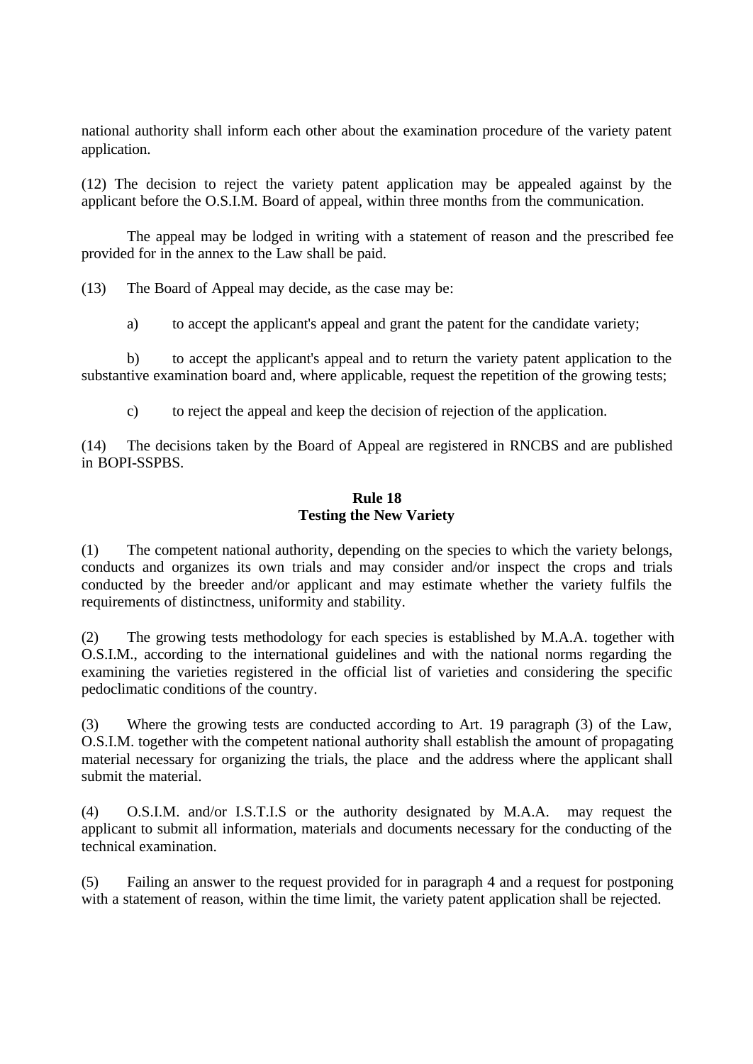national authority shall inform each other about the examination procedure of the variety patent application.

(12) The decision to reject the variety patent application may be appealed against by the applicant before the O.S.I.M. Board of appeal, within three months from the communication.

The appeal may be lodged in writing with a statement of reason and the prescribed fee provided for in the annex to the Law shall be paid.

(13) The Board of Appeal may decide, as the case may be:

a) to accept the applicant's appeal and grant the patent for the candidate variety;

b) to accept the applicant's appeal and to return the variety patent application to the substantive examination board and, where applicable, request the repetition of the growing tests;

c) to reject the appeal and keep the decision of rejection of the application.

(14) The decisions taken by the Board of Appeal are registered in RNCBS and are published in BOPI-SSPBS.

**Rule 18**
**Testing the New Variety**

(1) The competent national authority, depending on the species to which the variety belongs, conducts and organizes its own trials and may consider and/or inspect the crops and trials conducted by the breeder and/or applicant and may estimate whether the variety fulfils the requirements of distinctness, uniformity and stability.

(2) The growing tests methodology for each species is established by M.A.A. together with O.S.I.M., according to the international guidelines and with the national norms regarding the examining the varieties registered in the official list of varieties and considering the specific pedoclimatic conditions of the country.

(3) Where the growing tests are conducted according to Art. 19 paragraph (3) of the Law, O.S.I.M. together with the competent national authority shall establish the amount of propagating material necessary for organizing the trials, the place and the address where the applicant shall submit the material.

(4) O.S.I.M. and/or I.S.T.I.S or the authority designated by M.A.A. may request the applicant to submit all information, materials and documents necessary for the conducting of the technical examination.

(5) Failing an answer to the request provided for in paragraph 4 and a request for postponing with a statement of reason, within the time limit, the variety patent application shall be rejected.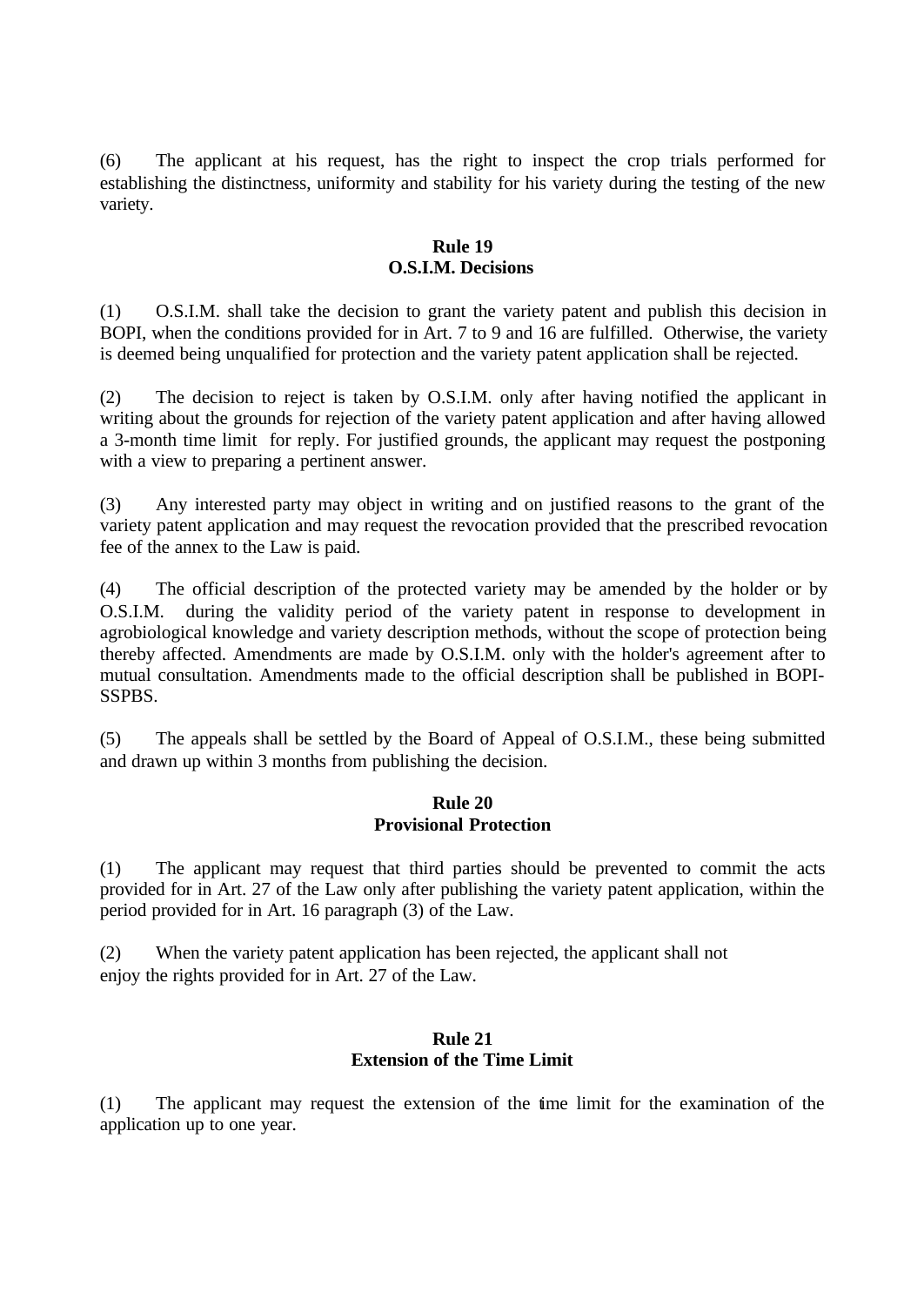(6) The applicant at his request, has the right to inspect the crop trials performed for establishing the distinctness, uniformity and stability for his variety during the testing of the new variety.

**Rule 19**
**O.S.I.M. Decisions**

(1) O.S.I.M. shall take the decision to grant the variety patent and publish this decision in BOPI, when the conditions provided for in Art. 7 to 9 and 16 are fulfilled. Otherwise, the variety is deemed being unqualified for protection and the variety patent application shall be rejected.

(2) The decision to reject is taken by O.S.I.M. only after having notified the applicant in writing about the grounds for rejection of the variety patent application and after having allowed a 3-month time limit for reply. For justified grounds, the applicant may request the postponing with a view to preparing a pertinent answer.

(3) Any interested party may object in writing and on justified reasons to the grant of the variety patent application and may request the revocation provided that the prescribed revocation fee of the annex to the Law is paid.

(4) The official description of the protected variety may be amended by the holder or by O.S.I.M. during the validity period of the variety patent in response to development in agrobiological knowledge and variety description methods, without the scope of protection being thereby affected. Amendments are made by O.S.I.M. only with the holder's agreement after to mutual consultation. Amendments made to the official description shall be published in BOPI-SSPBS.

(5) The appeals shall be settled by the Board of Appeal of O.S.I.M., these being submitted and drawn up within 3 months from publishing the decision.

**Rule 20**
**Provisional Protection**

(1) The applicant may request that third parties should be prevented to commit the acts provided for in Art. 27 of the Law only after publishing the variety patent application, within the period provided for in Art. 16 paragraph (3) of the Law.

(2) When the variety patent application has been rejected, the applicant shall not enjoy the rights provided for in Art. 27 of the Law.

**Rule 21**
**Extension of the Time Limit**

(1) The applicant may request the extension of the time limit for the examination of the application up to one year.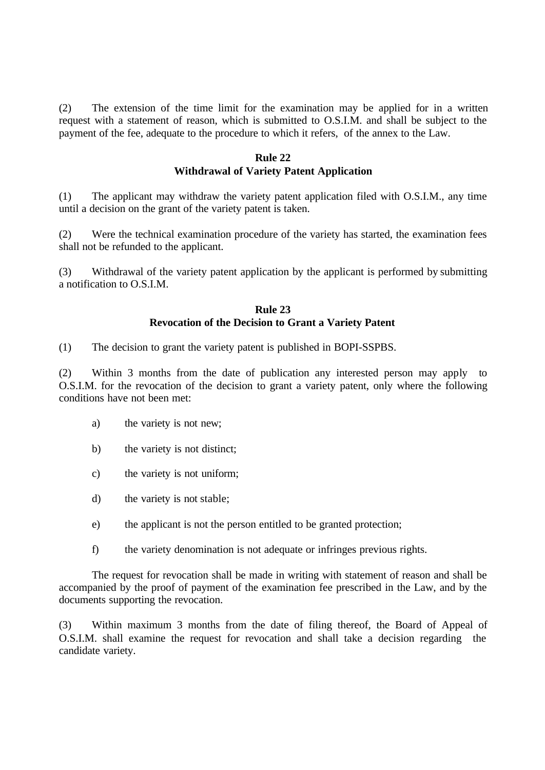(2) The extension of the time limit for the examination may be applied for in a written request with a statement of reason, which is submitted to O.S.I.M. and shall be subject to the payment of the fee, adequate to the procedure to which it refers, of the annex to the Law.

**Rule 22**
**Withdrawal of Variety Patent Application**

(1) The applicant may withdraw the variety patent application filed with O.S.I.M., any time until a decision on the grant of the variety patent is taken.

(2) Were the technical examination procedure of the variety has started, the examination fees shall not be refunded to the applicant.

(3) Withdrawal of the variety patent application by the applicant is performed by submitting a notification to O.S.I.M.

**Rule 23**
**Revocation of the Decision to Grant a Variety Patent**

(1) The decision to grant the variety patent is published in BOPI-SSPBS.

(2) Within 3 months from the date of publication any interested person may apply to O.S.I.M. for the revocation of the decision to grant a variety patent, only where the following conditions have not been met:

a) the variety is not new;

b) the variety is not distinct;

c) the variety is not uniform;

d) the variety is not stable;

e) the applicant is not the person entitled to be granted protection;

f) the variety denomination is not adequate or infringes previous rights.

The request for revocation shall be made in writing with statement of reason and shall be accompanied by the proof of payment of the examination fee prescribed in the Law, and by the documents supporting the revocation.

(3) Within maximum 3 months from the date of filing thereof, the Board of Appeal of O.S.I.M. shall examine the request for revocation and shall take a decision regarding the candidate variety.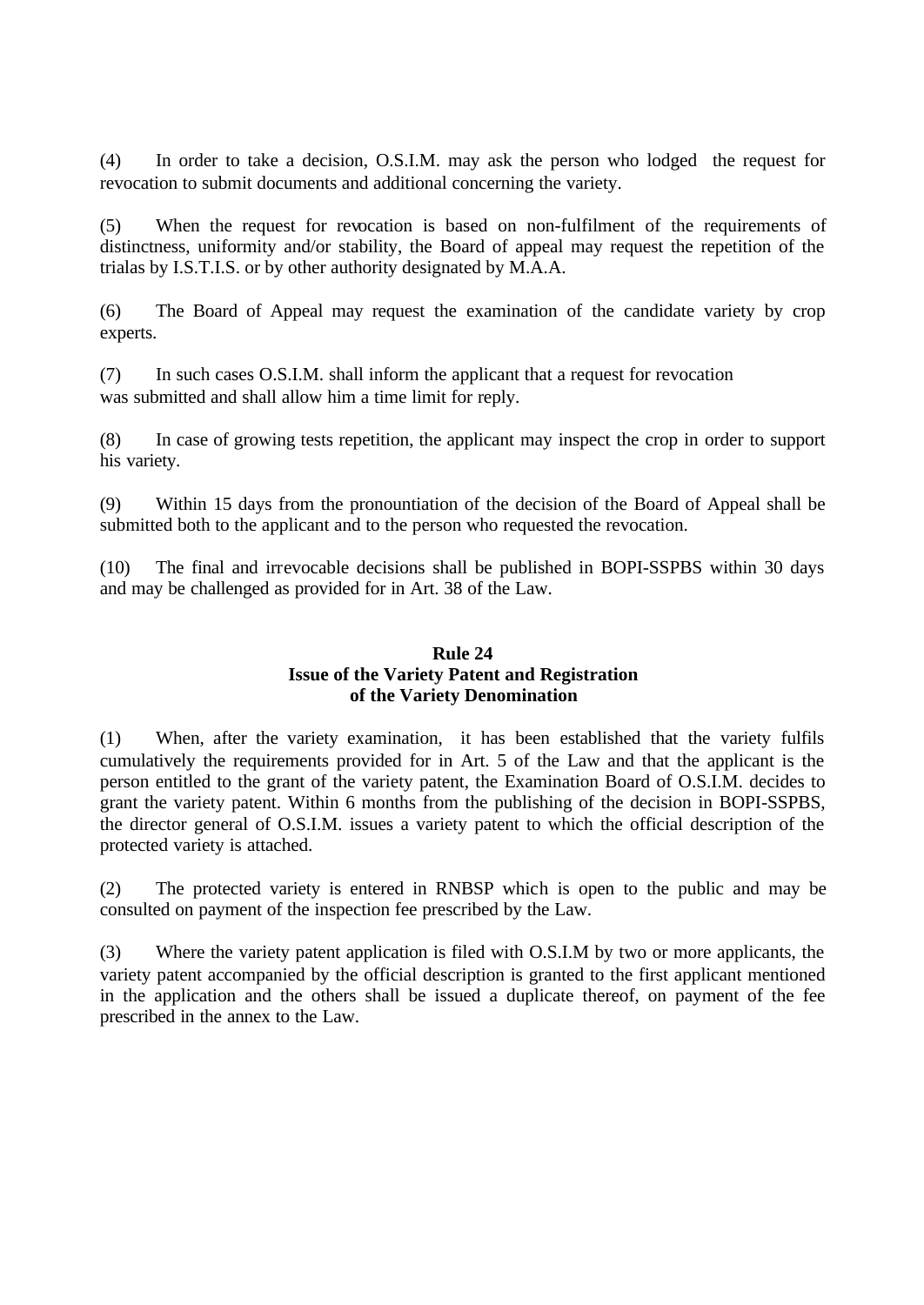(4) In order to take a decision, O.S.I.M. may ask the person who lodged the request for revocation to submit documents and additional concerning the variety.

(5) When the request for revocation is based on non-fulfilment of the requirements of distinctness, uniformity and/or stability, the Board of appeal may request the repetition of the trialas by I.S.T.I.S. or by other authority designated by M.A.A.

(6) The Board of Appeal may request the examination of the candidate variety by crop experts.

(7) In such cases O.S.I.M. shall inform the applicant that a request for revocation was submitted and shall allow him a time limit for reply.

(8) In case of growing tests repetition, the applicant may inspect the crop in order to support his variety.

(9) Within 15 days from the pronountiation of the decision of the Board of Appeal shall be submitted both to the applicant and to the person who requested the revocation.

(10) The final and irrevocable decisions shall be published in BOPI-SSPBS within 30 days and may be challenged as provided for in Art. 38 of the Law.

**Rule 24**
**Issue of the Variety Patent and Registration of the Variety Denomination**

(1) When, after the variety examination, it has been established that the variety fulfils cumulatively the requirements provided for in Art. 5 of the Law and that the applicant is the person entitled to the grant of the variety patent, the Examination Board of O.S.I.M. decides to grant the variety patent. Within 6 months from the publishing of the decision in BOPI-SSPBS, the director general of O.S.I.M. issues a variety patent to which the official description of the protected variety is attached.

(2) The protected variety is entered in RNBSP which is open to the public and may be consulted on payment of the inspection fee prescribed by the Law.

(3) Where the variety patent application is filed with O.S.I.M by two or more applicants, the variety patent accompanied by the official description is granted to the first applicant mentioned in the application and the others shall be issued a duplicate thereof, on payment of the fee prescribed in the annex to the Law.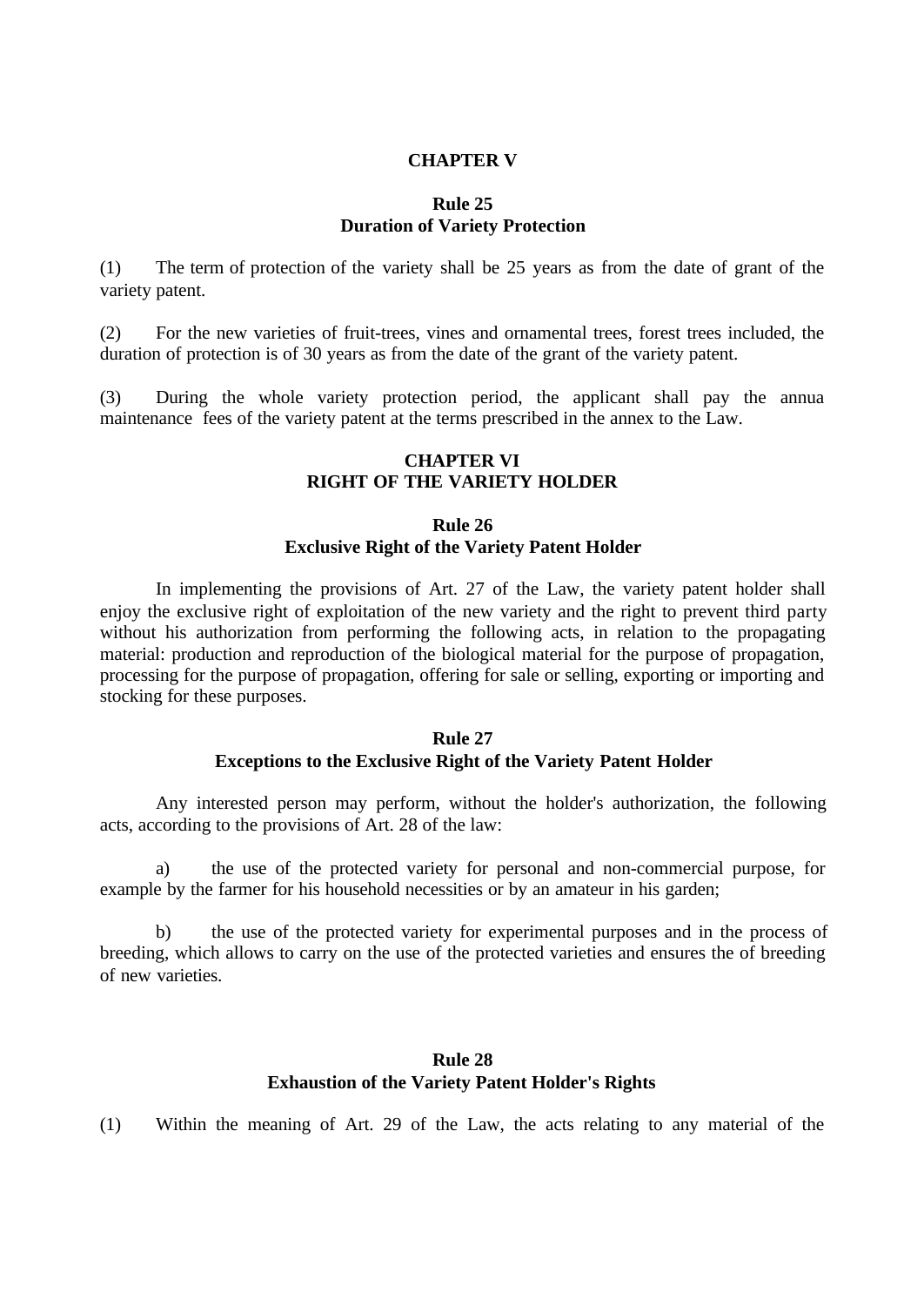## CHAPTER V

### Rule 25
### Duration of Variety Protection

(1) The term of protection of the variety shall be 25 years as from the date of grant of the variety patent.

(2) For the new varieties of fruit-trees, vines and ornamental trees, forest trees included, the duration of protection is of 30 years as from the date of the grant of the variety patent.

(3) During the whole variety protection period, the applicant shall pay the annua maintenance fees of the variety patent at the terms prescribed in the annex to the Law.

## CHAPTER VI
## RIGHT OF THE VARIETY HOLDER

### Rule 26
### Exclusive Right of the Variety Patent Holder

In implementing the provisions of Art. 27 of the Law, the variety patent holder shall enjoy the exclusive right of exploitation of the new variety and the right to prevent third party without his authorization from performing the following acts, in relation to the propagating material: production and reproduction of the biological material for the purpose of propagation, processing for the purpose of propagation, offering for sale or selling, exporting or importing and stocking for these purposes.

### Rule 27
### Exceptions to the Exclusive Right of the Variety Patent Holder

Any interested person may perform, without the holder's authorization, the following acts, according to the provisions of Art. 28 of the law:

a) the use of the protected variety for personal and non-commercial purpose, for example by the farmer for his household necessities or by an amateur in his garden;

b) the use of the protected variety for experimental purposes and in the process of breeding, which allows to carry on the use of the protected varieties and ensures the of breeding of new varieties.

### Rule 28
### Exhaustion of the Variety Patent Holder's Rights

(1) Within the meaning of Art. 29 of the Law, the acts relating to any material of the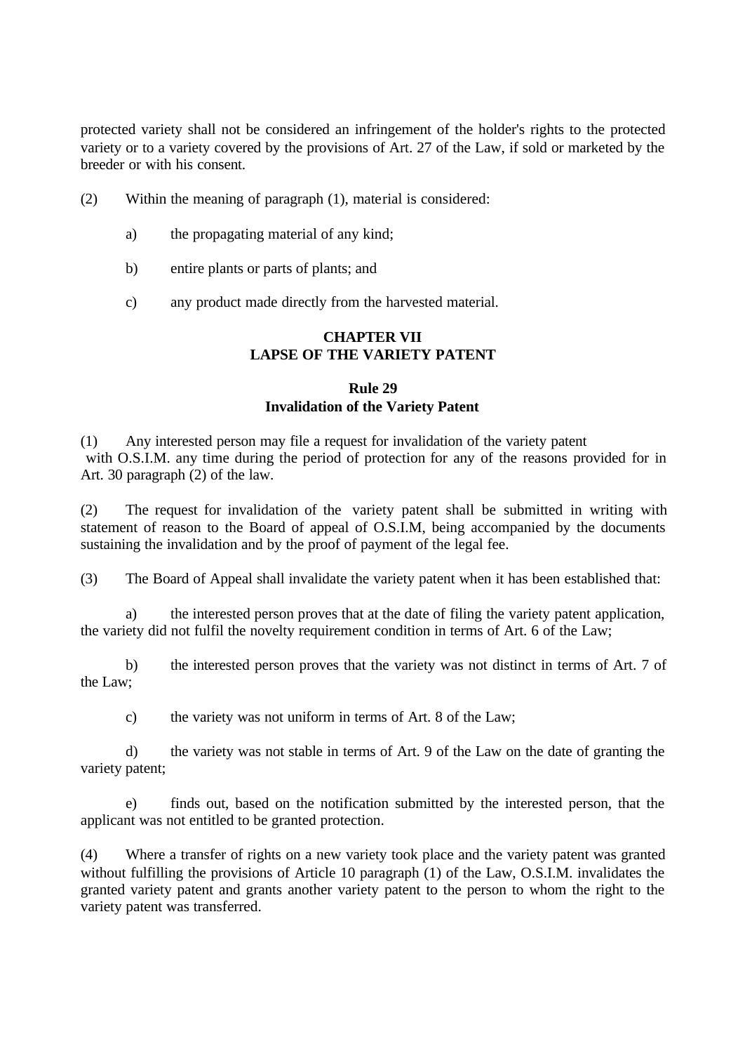protected variety shall not be considered an infringement of the holder's rights to the protected variety or to a variety covered by the provisions of Art. 27 of the Law, if sold or marketed by the breeder or with his consent.

(2) Within the meaning of paragraph (1), material is considered:

a) the propagating material of any kind;

b) entire plants or parts of plants; and

c) any product made directly from the harvested material.

## CHAPTER VII
## LAPSE OF THE VARIETY PATENT

### Rule 29
### Invalidation of the Variety Patent

(1) Any interested person may file a request for invalidation of the variety patent with O.S.I.M. any time during the period of protection for any of the reasons provided for in Art. 30 paragraph (2) of the law.

(2) The request for invalidation of the variety patent shall be submitted in writing with statement of reason to the Board of appeal of O.S.I.M, being accompanied by the documents sustaining the invalidation and by the proof of payment of the legal fee.

(3) The Board of Appeal shall invalidate the variety patent when it has been established that:

a) the interested person proves that at the date of filing the variety patent application, the variety did not fulfil the novelty requirement condition in terms of Art. 6 of the Law;

b) the interested person proves that the variety was not distinct in terms of Art. 7 of the Law;

c) the variety was not uniform in terms of Art. 8 of the Law;

d) the variety was not stable in terms of Art. 9 of the Law on the date of granting the variety patent;

e) finds out, based on the notification submitted by the interested person, that the applicant was not entitled to be granted protection.

(4) Where a transfer of rights on a new variety took place and the variety patent was granted without fulfilling the provisions of Article 10 paragraph (1) of the Law, O.S.I.M. invalidates the granted variety patent and grants another variety patent to the person to whom the right to the variety patent was transferred.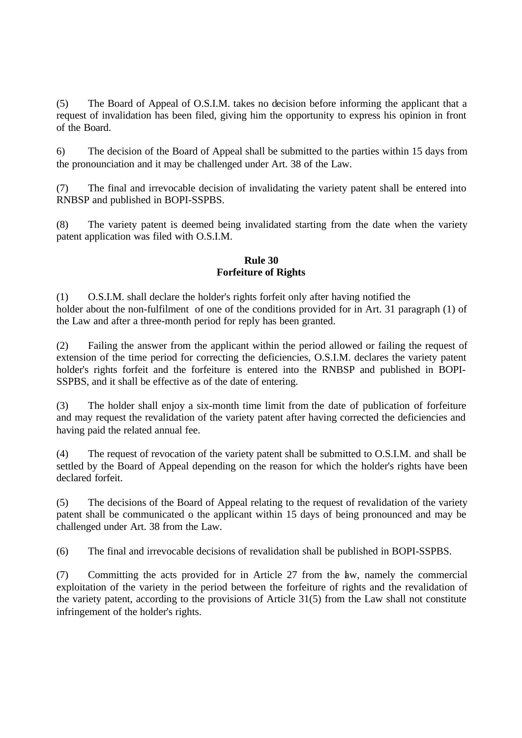(5) The Board of Appeal of O.S.I.M. takes no decision before informing the applicant that a request of invalidation has been filed, giving him the opportunity to express his opinion in front of the Board.

6) The decision of the Board of Appeal shall be submitted to the parties within 15 days from the pronounciation and it may be challenged under Art. 38 of the Law.

(7) The final and irrevocable decision of invalidating the variety patent shall be entered into RNBSP and published in BOPI-SSPBS.

(8) The variety patent is deemed being invalidated starting from the date when the variety patent application was filed with O.S.I.M.

**Rule 30**
**Forfeiture of Rights**

(1) O.S.I.M. shall declare the holder's rights forfeit only after having notified the holder about the non-fulfilment of one of the conditions provided for in Art. 31 paragraph (1) of the Law and after a three-month period for reply has been granted.

(2) Failing the answer from the applicant within the period allowed or failing the request of extension of the time period for correcting the deficiencies, O.S.I.M. declares the variety patent holder's rights forfeit and the forfeiture is entered into the RNBSP and published in BOPI-SSPBS, and it shall be effective as of the date of entering.

(3) The holder shall enjoy a six-month time limit from the date of publication of forfeiture and may request the revalidation of the variety patent after having corrected the deficiencies and having paid the related annual fee.

(4) The request of revocation of the variety patent shall be submitted to O.S.I.M. and shall be settled by the Board of Appeal depending on the reason for which the holder's rights have been declared forfeit.

(5) The decisions of the Board of Appeal relating to the request of revalidation of the variety patent shall be communicated o the applicant within 15 days of being pronounced and may be challenged under Art. 38 from the Law.

(6) The final and irrevocable decisions of revalidation shall be published in BOPI-SSPBS.

(7) Committing the acts provided for in Article 27 from the law, namely the commercial exploitation of the variety in the period between the forfeiture of rights and the revalidation of the variety patent, according to the provisions of Article 31(5) from the Law shall not constitute infringement of the holder's rights.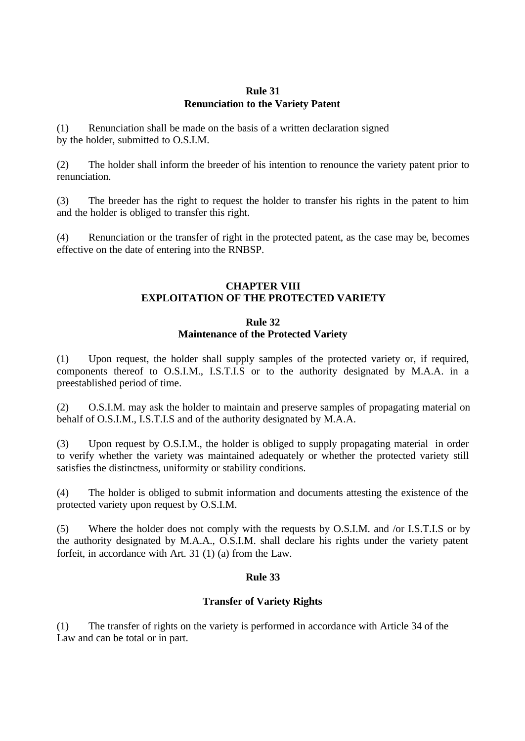**Rule 31**
**Renunciation to the Variety Patent**

(1) Renunciation shall be made on the basis of a written declaration signed by the holder, submitted to O.S.I.M.

(2) The holder shall inform the breeder of his intention to renounce the variety patent prior to renunciation.

(3) The breeder has the right to request the holder to transfer his rights in the patent to him and the holder is obliged to transfer this right.

(4) Renunciation or the transfer of right in the protected patent, as the case may be, becomes effective on the date of entering into the RNBSP.

## CHAPTER VIII
## EXPLOITATION OF THE PROTECTED VARIETY

**Rule 32**
**Maintenance of the Protected Variety**

(1) Upon request, the holder shall supply samples of the protected variety or, if required, components thereof to O.S.I.M., I.S.T.I.S or to the authority designated by M.A.A. in a preestablished period of time.

(2) O.S.I.M. may ask the holder to maintain and preserve samples of propagating material on behalf of O.S.I.M., I.S.T.I.S and of the authority designated by M.A.A.

(3) Upon request by O.S.I.M., the holder is obliged to supply propagating material in order to verify whether the variety was maintained adequately or whether the protected variety still satisfies the distinctness, uniformity or stability conditions.

(4) The holder is obliged to submit information and documents attesting the existence of the protected variety upon request by O.S.I.M.

(5) Where the holder does not comply with the requests by O.S.I.M. and /or I.S.T.I.S or by the authority designated by M.A.A., O.S.I.M. shall declare his rights under the variety patent forfeit, in accordance with Art. 31 (1) (a) from the Law.

**Rule 33**

**Transfer of Variety Rights**

(1) The transfer of rights on the variety is performed in accordance with Article 34 of the Law and can be total or in part.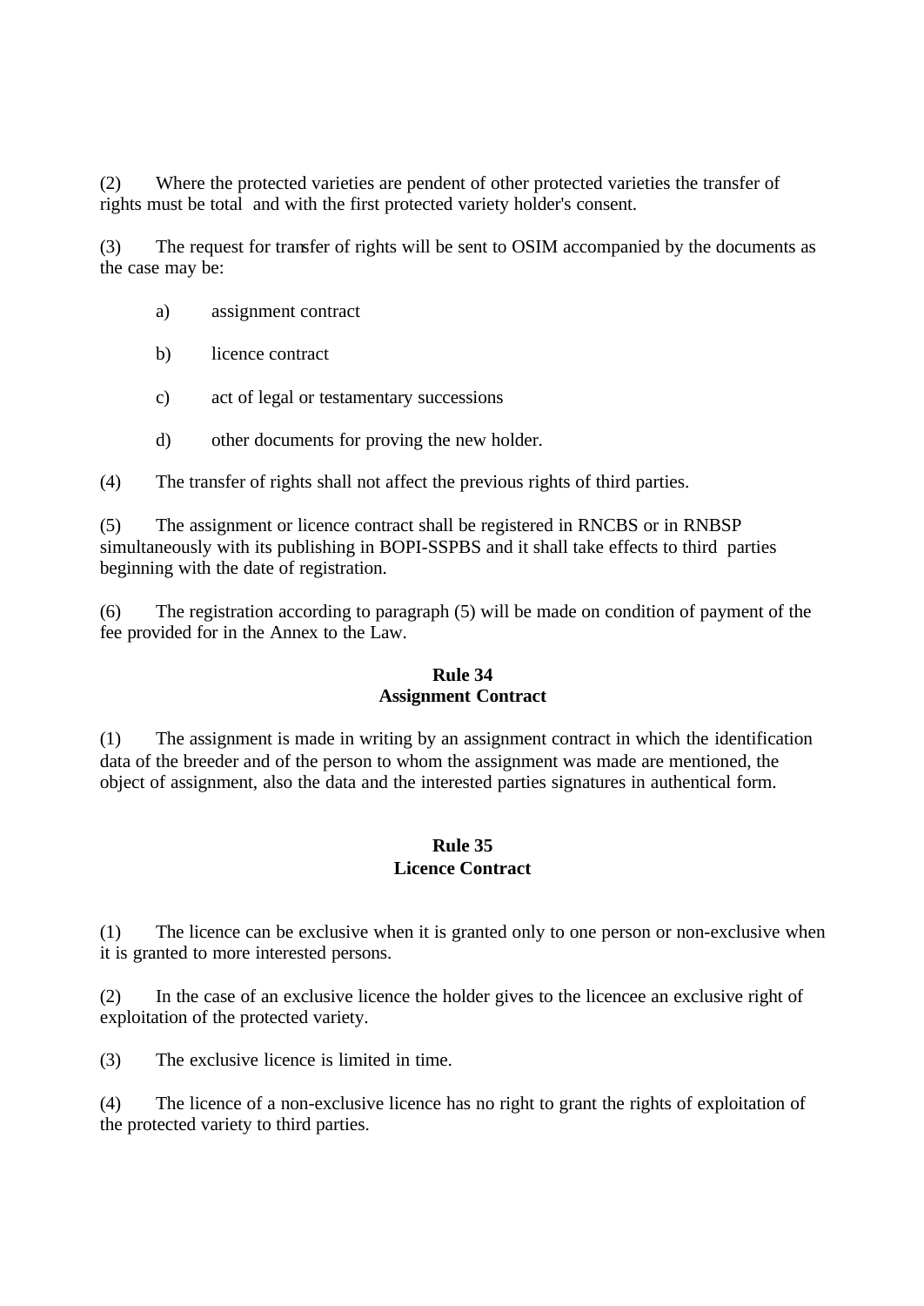(2) Where the protected varieties are pendent of other protected varieties the transfer of rights must be total and with the first protected variety holder's consent.

(3) The request for transfer of rights will be sent to OSIM accompanied by the documents as the case may be:

a) assignment contract

b) licence contract

c) act of legal or testamentary successions

d) other documents for proving the new holder.

(4) The transfer of rights shall not affect the previous rights of third parties.

(5) The assignment or licence contract shall be registered in RNCBS or in RNBSP simultaneously with its publishing in BOPI-SSPBS and it shall take effects to third parties beginning with the date of registration.

(6) The registration according to paragraph (5) will be made on condition of payment of the fee provided for in the Annex to the Law.

**Rule 34**
**Assignment Contract**

(1) The assignment is made in writing by an assignment contract in which the identification data of the breeder and of the person to whom the assignment was made are mentioned, the object of assignment, also the data and the interested parties signatures in authentical form.

**Rule 35**
**Licence Contract**

(1) The licence can be exclusive when it is granted only to one person or non-exclusive when it is granted to more interested persons.

(2) In the case of an exclusive licence the holder gives to the licencee an exclusive right of exploitation of the protected variety.

(3) The exclusive licence is limited in time.

(4) The licence of a non-exclusive licence has no right to grant the rights of exploitation of the protected variety to third parties.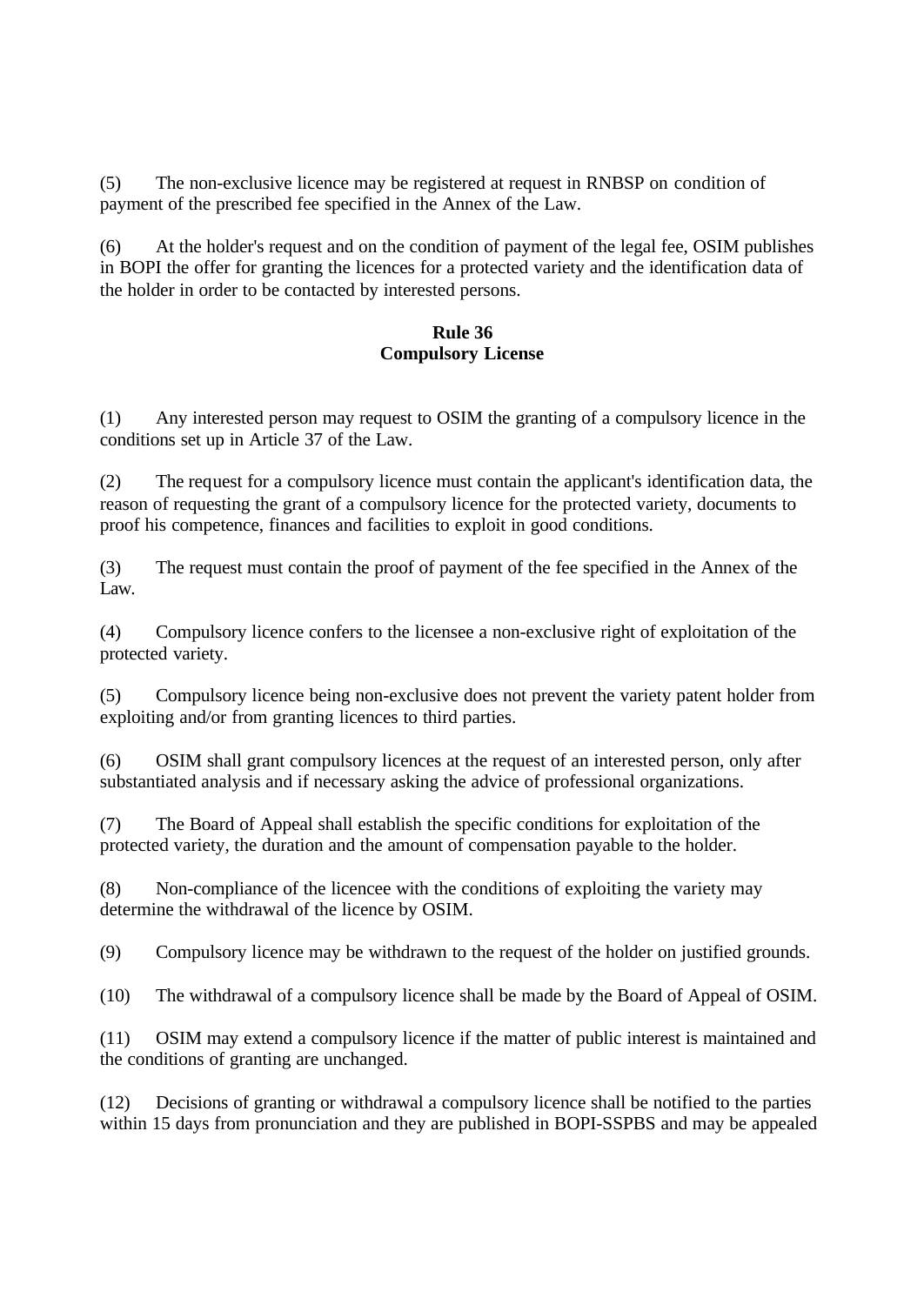(5) The non-exclusive licence may be registered at request in RNBSP on condition of payment of the prescribed fee specified in the Annex of the Law.

(6) At the holder's request and on the condition of payment of the legal fee, OSIM publishes in BOPI the offer for granting the licences for a protected variety and the identification data of the holder in order to be contacted by interested persons.

**Rule 36**
**Compulsory License**

(1) Any interested person may request to OSIM the granting of a compulsory licence in the conditions set up in Article 37 of the Law.

(2) The request for a compulsory licence must contain the applicant's identification data, the reason of requesting the grant of a compulsory licence for the protected variety, documents to proof his competence, finances and facilities to exploit in good conditions.

(3) The request must contain the proof of payment of the fee specified in the Annex of the Law.

(4) Compulsory licence confers to the licensee a non-exclusive right of exploitation of the protected variety.

(5) Compulsory licence being non-exclusive does not prevent the variety patent holder from exploiting and/or from granting licences to third parties.

(6) OSIM shall grant compulsory licences at the request of an interested person, only after substantiated analysis and if necessary asking the advice of professional organizations.

(7) The Board of Appeal shall establish the specific conditions for exploitation of the protected variety, the duration and the amount of compensation payable to the holder.

(8) Non-compliance of the licencee with the conditions of exploiting the variety may determine the withdrawal of the licence by OSIM.

(9) Compulsory licence may be withdrawn to the request of the holder on justified grounds.

(10) The withdrawal of a compulsory licence shall be made by the Board of Appeal of OSIM.

(11) OSIM may extend a compulsory licence if the matter of public interest is maintained and the conditions of granting are unchanged.

(12) Decisions of granting or withdrawal a compulsory licence shall be notified to the parties within 15 days from pronunciation and they are published in BOPI-SSPBS and may be appealed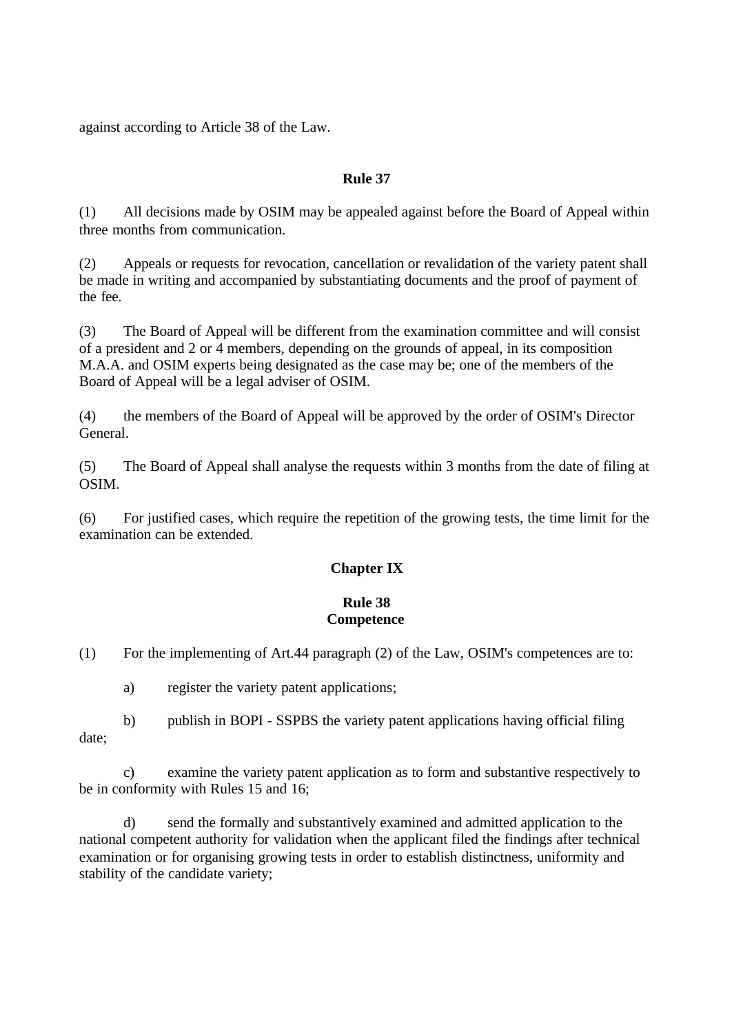against according to Article 38 of the Law.

**Rule 37**

(1) All decisions made by OSIM may be appealed against before the Board of Appeal within three months from communication.

(2) Appeals or requests for revocation, cancellation or revalidation of the variety patent shall be made in writing and accompanied by substantiating documents and the proof of payment of the fee.

(3) The Board of Appeal will be different from the examination committee and will consist of a president and 2 or 4 members, depending on the grounds of appeal, in its composition M.A.A. and OSIM experts being designated as the case may be; one of the members of the Board of Appeal will be a legal adviser of OSIM.

(4) the members of the Board of Appeal will be approved by the order of OSIM's Director General.

(5) The Board of Appeal shall analyse the requests within 3 months from the date of filing at OSIM.

(6) For justified cases, which require the repetition of the growing tests, the time limit for the examination can be extended.

**Chapter IX**

**Rule 38**
**Competence**

(1) For the implementing of Art.44 paragraph (2) of the Law, OSIM's competences are to:

a) register the variety patent applications;

b) publish in BOPI - SSPBS the variety patent applications having official filing date;

c) examine the variety patent application as to form and substantive respectively to be in conformity with Rules 15 and 16;

d) send the formally and substantively examined and admitted application to the national competent authority for validation when the applicant filed the findings after technical examination or for organising growing tests in order to establish distinctness, uniformity and stability of the candidate variety;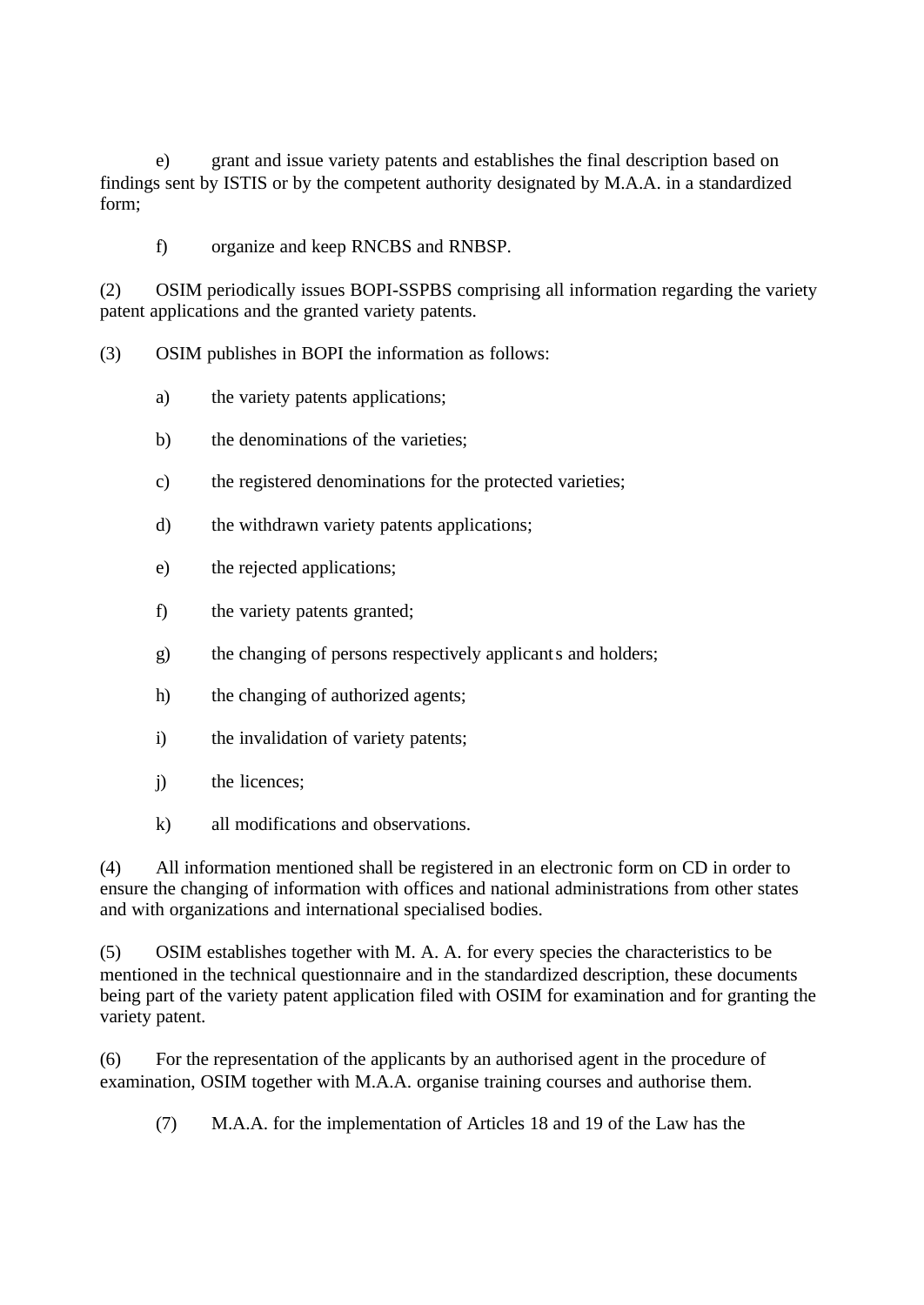e) grant and issue variety patents and establishes the final description based on findings sent by ISTIS or by the competent authority designated by M.A.A. in a standardized form;

f) organize and keep RNCBS and RNBSP.

(2) OSIM periodically issues BOPI-SSPBS comprising all information regarding the variety patent applications and the granted variety patents.

(3) OSIM publishes in BOPI the information as follows:

a) the variety patents applications;

b) the denominations of the varieties;

c) the registered denominations for the protected varieties;

d) the withdrawn variety patents applications;

e) the rejected applications;

f) the variety patents granted;

g) the changing of persons respectively applicants and holders;

h) the changing of authorized agents;

i) the invalidation of variety patents;

j) the licences;

k) all modifications and observations.

(4) All information mentioned shall be registered in an electronic form on CD in order to ensure the changing of information with offices and national administrations from other states and with organizations and international specialised bodies.

(5) OSIM establishes together with M. A. A. for every species the characteristics to be mentioned in the technical questionnaire and in the standardized description, these documents being part of the variety patent application filed with OSIM for examination and for granting the variety patent.

(6) For the representation of the applicants by an authorised agent in the procedure of examination, OSIM together with M.A.A. organise training courses and authorise them.

(7) M.A.A. for the implementation of Articles 18 and 19 of the Law has the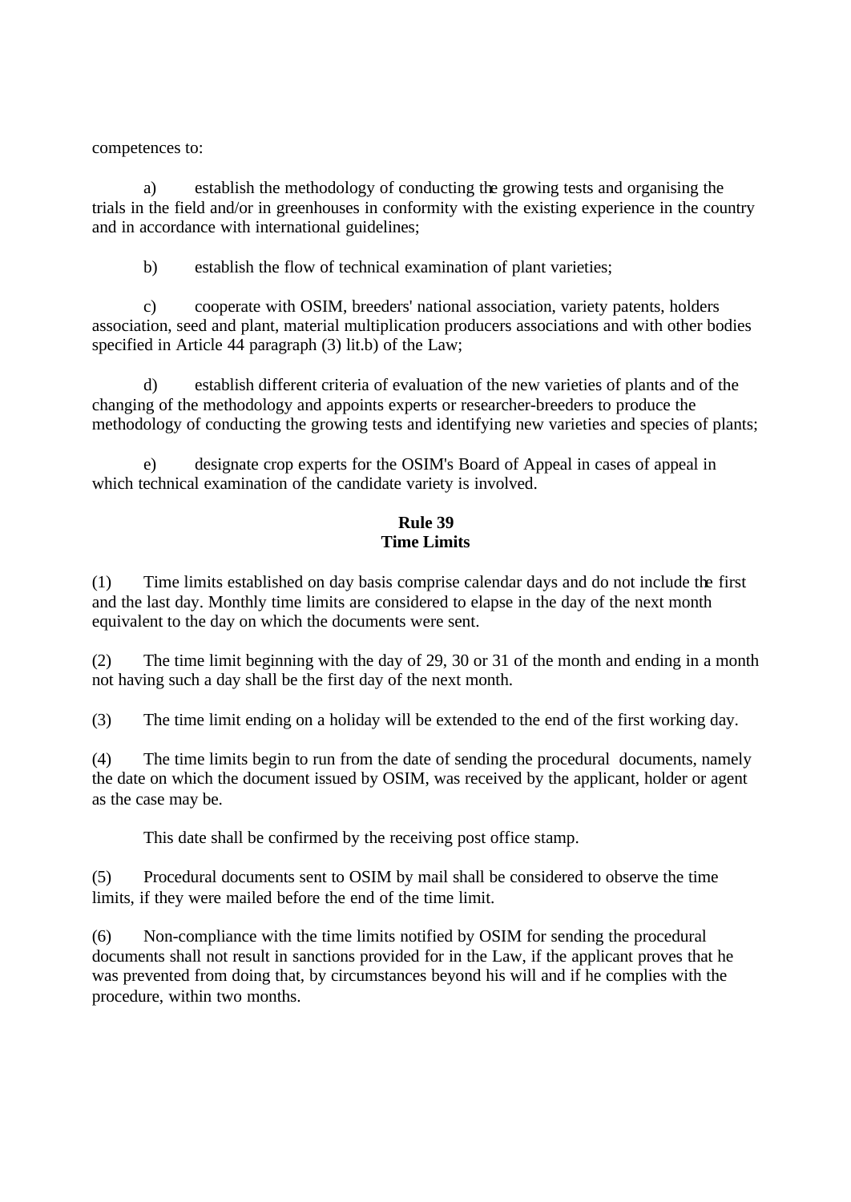competences to:

a) establish the methodology of conducting the growing tests and organising the trials in the field and/or in greenhouses in conformity with the existing experience in the country and in accordance with international guidelines;

b) establish the flow of technical examination of plant varieties;

c) cooperate with OSIM, breeders' national association, variety patents, holders association, seed and plant, material multiplication producers associations and with other bodies specified in Article 44 paragraph (3) lit.b) of the Law;

d) establish different criteria of evaluation of the new varieties of plants and of the changing of the methodology and appoints experts or researcher-breeders to produce the methodology of conducting the growing tests and identifying new varieties and species of plants;

e) designate crop experts for the OSIM's Board of Appeal in cases of appeal in which technical examination of the candidate variety is involved.

**Rule 39**
**Time Limits**

(1) Time limits established on day basis comprise calendar days and do not include the first and the last day. Monthly time limits are considered to elapse in the day of the next month equivalent to the day on which the documents were sent.

(2) The time limit beginning with the day of 29, 30 or 31 of the month and ending in a month not having such a day shall be the first day of the next month.

(3) The time limit ending on a holiday will be extended to the end of the first working day.

(4) The time limits begin to run from the date of sending the procedural documents, namely the date on which the document issued by OSIM, was received by the applicant, holder or agent as the case may be.

This date shall be confirmed by the receiving post office stamp.

(5) Procedural documents sent to OSIM by mail shall be considered to observe the time limits, if they were mailed before the end of the time limit.

(6) Non-compliance with the time limits notified by OSIM for sending the procedural documents shall not result in sanctions provided for in the Law, if the applicant proves that he was prevented from doing that, by circumstances beyond his will and if he complies with the procedure, within two months.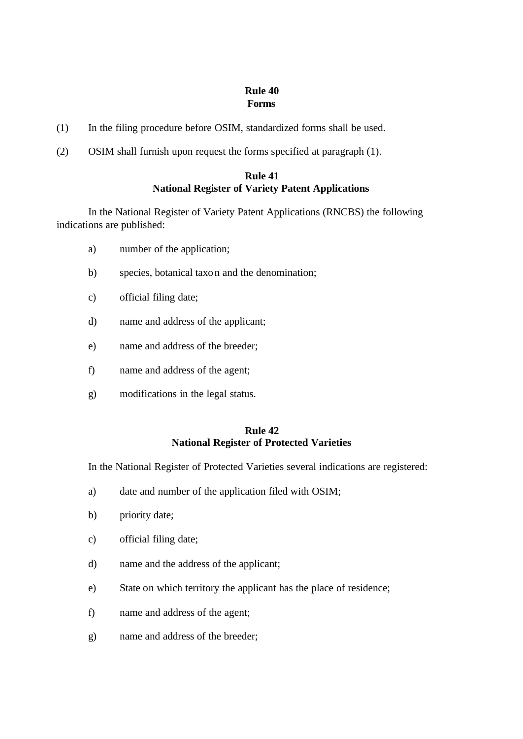**Rule 40**
**Forms**

(1) In the filing procedure before OSIM, standardized forms shall be used.

(2) OSIM shall furnish upon request the forms specified at paragraph (1).

**Rule 41**
**National Register of Variety Patent Applications**

In the National Register of Variety Patent Applications (RNCBS) the following indications are published:

a) number of the application;

b) species, botanical taxon and the denomination;

c) official filing date;

d) name and address of the applicant;

e) name and address of the breeder;

f) name and address of the agent;

g) modifications in the legal status.

**Rule 42**
**National Register of Protected Varieties**

In the National Register of Protected Varieties several indications are registered:

a) date and number of the application filed with OSIM;

b) priority date;

c) official filing date;

d) name and the address of the applicant;

e) State on which territory the applicant has the place of residence;

f) name and address of the agent;

g) name and address of the breeder;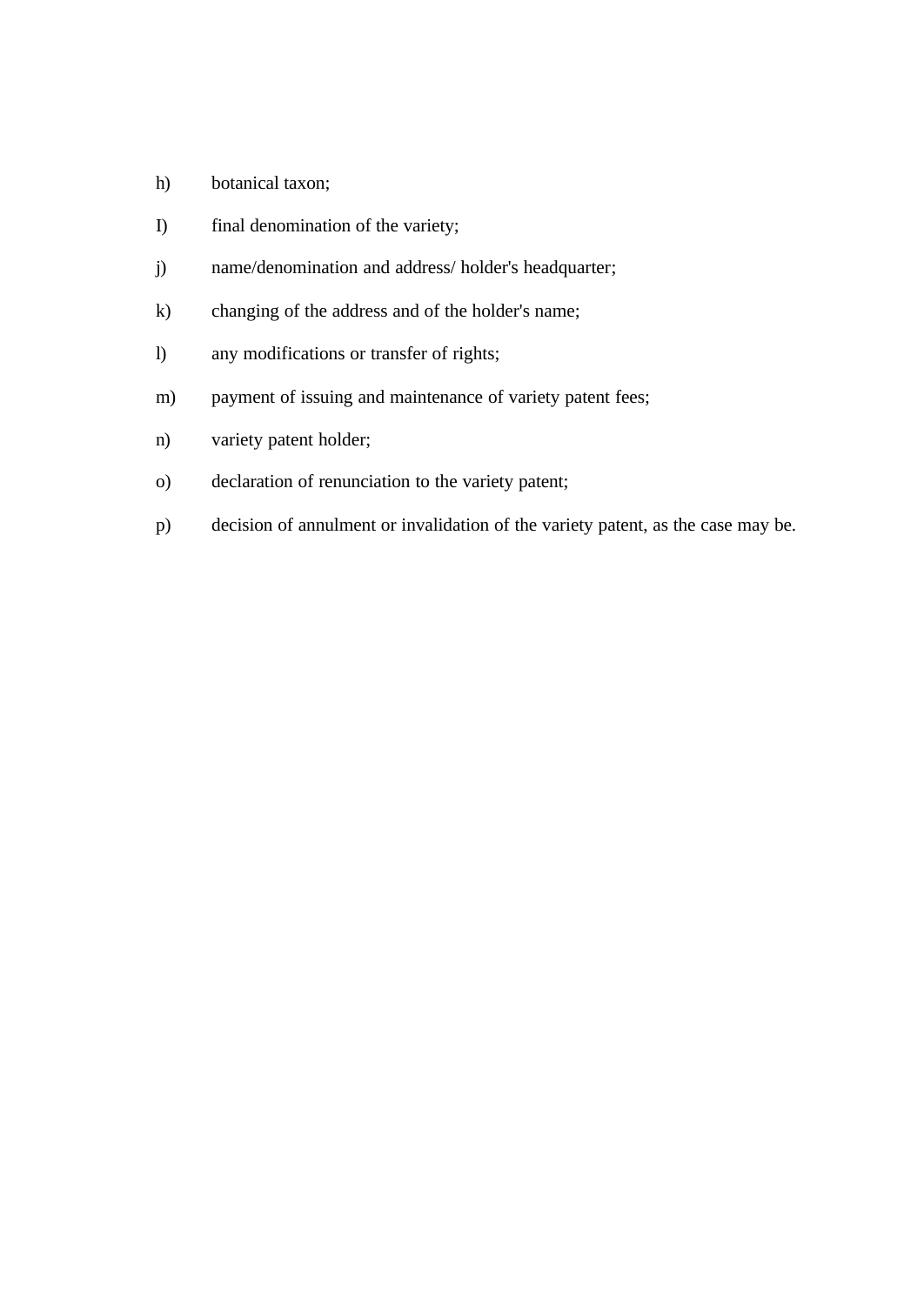h) botanical taxon;

I) final denomination of the variety;

j) name/denomination and address/ holder's headquarter;

k) changing of the address and of the holder's name;

l) any modifications or transfer of rights;

m) payment of issuing and maintenance of variety patent fees;

n) variety patent holder;

o) declaration of renunciation to the variety patent;

p) decision of annulment or invalidation of the variety patent, as the case may be.